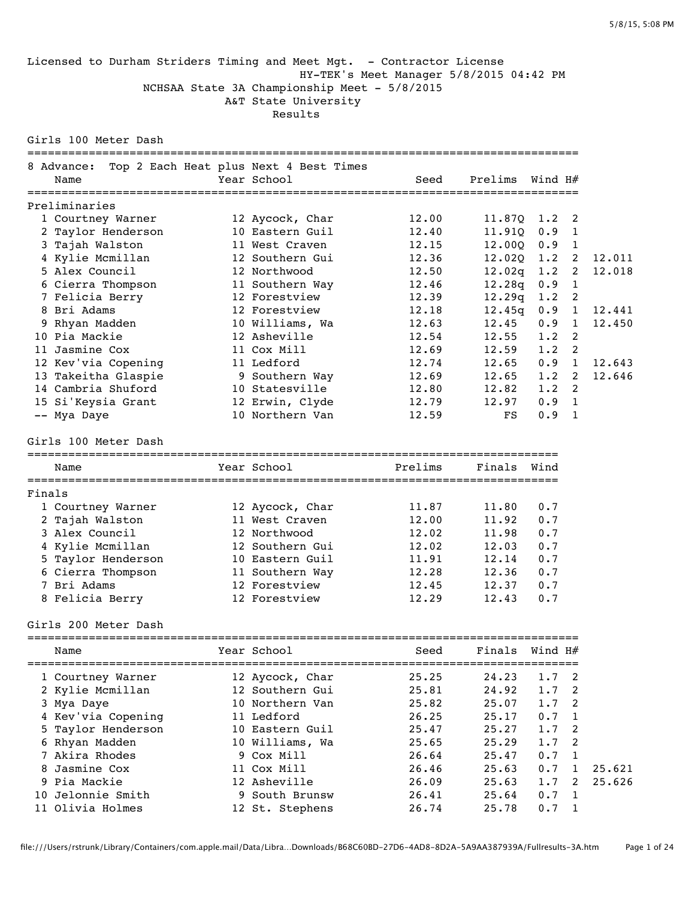Licensed to Durham Striders Timing and Meet Mgt. - Contractor License
HY-TEK's Meet Manager 5/8/2015 04:42 PM
NCHSAA State 3A Championship Meet - 5/8/2015
A&T State University
Results

## Girls 100 Meter Dash

8 Advance: Top 2 Each Heat plus Next 4 Best Times

**Preliminaries**

| Place | Name | Year | School | Seed | Prelims | Wind | H# | |
|---|---|---|---|---|---|---|---|---|
| 1 | Courtney Warner | 12 | Aycock, Char | 12.00 | 11.87Q | 1.2 | 2 | |
| 2 | Taylor Henderson | 10 | Eastern Guil | 12.40 | 11.91Q | 0.9 | 1 | |
| 3 | Tajah Walston | 11 | West Craven | 12.15 | 12.00Q | 0.9 | 1 | |
| 4 | Kylie Mcmillan | 12 | Southern Gui | 12.36 | 12.02Q | 1.2 | 2 | 12.011 |
| 5 | Alex Council | 12 | Northwood | 12.50 | 12.02q | 1.2 | 2 | 12.018 |
| 6 | Cierra Thompson | 11 | Southern Way | 12.46 | 12.28q | 0.9 | 1 | |
| 7 | Felicia Berry | 12 | Forestview | 12.39 | 12.29q | 1.2 | 2 | |
| 8 | Bri Adams | 12 | Forestview | 12.18 | 12.45q | 0.9 | 1 | 12.441 |
| 9 | Rhyan Madden | 10 | Williams, Wa | 12.63 | 12.45 | 0.9 | 1 | 12.450 |
| 10 | Pia Mackie | 12 | Asheville | 12.54 | 12.55 | 1.2 | 2 | |
| 11 | Jasmine Cox | 11 | Cox Mill | 12.69 | 12.59 | 1.2 | 2 | |
| 12 | Kev'via Copening | 11 | Ledford | 12.74 | 12.65 | 0.9 | 1 | 12.643 |
| 13 | Takeitha Glaspie | 9 | Southern Way | 12.69 | 12.65 | 1.2 | 2 | 12.646 |
| 14 | Cambria Shuford | 10 | Statesville | 12.80 | 12.82 | 1.2 | 2 | |
| 15 | Si'Keysia Grant | 12 | Erwin, Clyde | 12.79 | 12.97 | 0.9 | 1 | |
| -- | Mya Daye | 10 | Northern Van | 12.59 | FS | 0.9 | 1 | |

## Girls 100 Meter Dash

**Finals**

| Place | Name | Year | School | Prelims | Finals | Wind |
|---|---|---|---|---|---|---|
| 1 | Courtney Warner | 12 | Aycock, Char | 11.87 | 11.80 | 0.7 |
| 2 | Tajah Walston | 11 | West Craven | 12.00 | 11.92 | 0.7 |
| 3 | Alex Council | 12 | Northwood | 12.02 | 11.98 | 0.7 |
| 4 | Kylie Mcmillan | 12 | Southern Gui | 12.02 | 12.03 | 0.7 |
| 5 | Taylor Henderson | 10 | Eastern Guil | 11.91 | 12.14 | 0.7 |
| 6 | Cierra Thompson | 11 | Southern Way | 12.28 | 12.36 | 0.7 |
| 7 | Bri Adams | 12 | Forestview | 12.45 | 12.37 | 0.7 |
| 8 | Felicia Berry | 12 | Forestview | 12.29 | 12.43 | 0.7 |

## Girls 200 Meter Dash

| Place | Name | Year | School | Seed | Finals | Wind | H# | |
|---|---|---|---|---|---|---|---|---|
| 1 | Courtney Warner | 12 | Aycock, Char | 25.25 | 24.23 | 1.7 | 2 | |
| 2 | Kylie Mcmillan | 12 | Southern Gui | 25.81 | 24.92 | 1.7 | 2 | |
| 3 | Mya Daye | 10 | Northern Van | 25.82 | 25.07 | 1.7 | 2 | |
| 4 | Kev'via Copening | 11 | Ledford | 26.25 | 25.17 | 0.7 | 1 | |
| 5 | Taylor Henderson | 10 | Eastern Guil | 25.47 | 25.27 | 1.7 | 2 | |
| 6 | Rhyan Madden | 10 | Williams, Wa | 25.65 | 25.29 | 1.7 | 2 | |
| 7 | Akira Rhodes | 9 | Cox Mill | 26.64 | 25.47 | 0.7 | 1 | |
| 8 | Jasmine Cox | 11 | Cox Mill | 26.46 | 25.63 | 0.7 | 1 | 25.621 |
| 9 | Pia Mackie | 12 | Asheville | 26.09 | 25.63 | 1.7 | 2 | 25.626 |
| 10 | Jelonnie Smith | 9 | South Brunsw | 26.41 | 25.64 | 0.7 | 1 | |
| 11 | Olivia Holmes | 12 | St. Stephens | 26.74 | 25.78 | 0.7 | 1 | |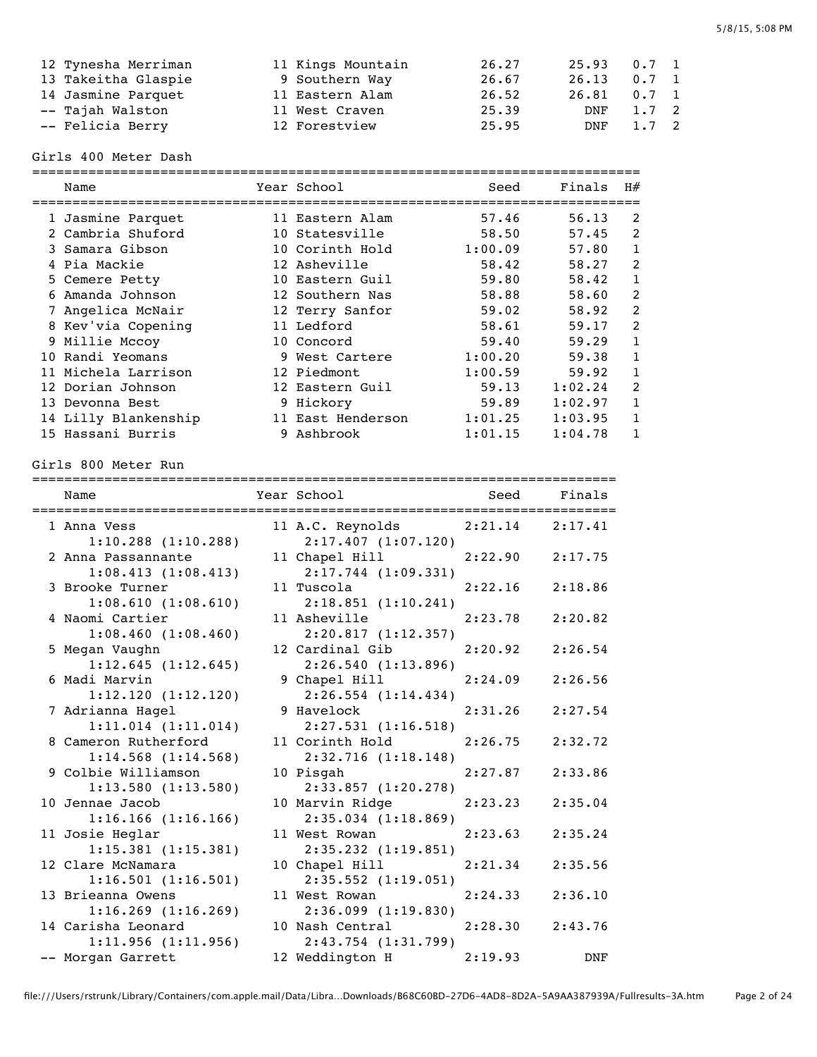| Place | Name | Year | School | Seed | Finals | Wind | H# |
|---|---|---|---|---|---|---|---|
| 12 | Tynesha Merriman | 11 | Kings Mountain | 26.27 | 25.93 | 0.7 | 1 |
| 13 | Takeitha Glaspie | 9 | Southern Way | 26.67 | 26.13 | 0.7 | 1 |
| 14 | Jasmine Parquet | 11 | Eastern Alam | 26.52 | 26.81 | 0.7 | 1 |
| -- | Tajah Walston | 11 | West Craven | 25.39 | DNF | 1.7 | 2 |
| -- | Felicia Berry | 12 | Forestview | 25.95 | DNF | 1.7 | 2 |

## Girls 400 Meter Dash

| Place | Name | Year | School | Seed | Finals | H# |
|---|---|---|---|---|---|---|
| 1 | Jasmine Parquet | 11 | Eastern Alam | 57.46 | 56.13 | 2 |
| 2 | Cambria Shuford | 10 | Statesville | 58.50 | 57.45 | 2 |
| 3 | Samara Gibson | 10 | Corinth Hold | 1:00.09 | 57.80 | 1 |
| 4 | Pia Mackie | 12 | Asheville | 58.42 | 58.27 | 2 |
| 5 | Cemere Petty | 10 | Eastern Guil | 59.80 | 58.42 | 1 |
| 6 | Amanda Johnson | 12 | Southern Nas | 58.88 | 58.60 | 2 |
| 7 | Angelica McNair | 12 | Terry Sanfor | 59.02 | 58.92 | 2 |
| 8 | Kev'via Copening | 11 | Ledford | 58.61 | 59.17 | 2 |
| 9 | Millie Mccoy | 10 | Concord | 59.40 | 59.29 | 1 |
| 10 | Randi Yeomans | 9 | West Cartere | 1:00.20 | 59.38 | 1 |
| 11 | Michela Larrison | 12 | Piedmont | 1:00.59 | 59.92 | 1 |
| 12 | Dorian Johnson | 12 | Eastern Guil | 59.13 | 1:02.24 | 2 |
| 13 | Devonna Best | 9 | Hickory | 59.89 | 1:02.97 | 1 |
| 14 | Lilly Blankenship | 11 | East Henderson | 1:01.25 | 1:03.95 | 1 |
| 15 | Hassani Burris | 9 | Ashbrook | 1:01.15 | 1:04.78 | 1 |

## Girls 800 Meter Run

| Place | Name | Year | School | Seed | Finals | Splits |
|---|---|---|---|---|---|---|
| 1 | Anna Vess | 11 | A.C. Reynolds | 2:21.14 | 2:17.41 | 1:10.288 (1:10.288), 2:17.407 (1:07.120) |
| 2 | Anna Passannante | 11 | Chapel Hill | 2:22.90 | 2:17.75 | 1:08.413 (1:08.413), 2:17.744 (1:09.331) |
| 3 | Brooke Turner | 11 | Tuscola | 2:22.16 | 2:18.86 | 1:08.610 (1:08.610), 2:18.851 (1:10.241) |
| 4 | Naomi Cartier | 11 | Asheville | 2:23.78 | 2:20.82 | 1:08.460 (1:08.460), 2:20.817 (1:12.357) |
| 5 | Megan Vaughn | 12 | Cardinal Gib | 2:20.92 | 2:26.54 | 1:12.645 (1:12.645), 2:26.540 (1:13.896) |
| 6 | Madi Marvin | 9 | Chapel Hill | 2:24.09 | 2:26.56 | 1:12.120 (1:12.120), 2:26.554 (1:14.434) |
| 7 | Adrianna Hagel | 9 | Havelock | 2:31.26 | 2:27.54 | 1:11.014 (1:11.014), 2:27.531 (1:16.518) |
| 8 | Cameron Rutherford | 11 | Corinth Hold | 2:26.75 | 2:32.72 | 1:14.568 (1:14.568), 2:32.716 (1:18.148) |
| 9 | Colbie Williamson | 10 | Pisgah | 2:27.87 | 2:33.86 | 1:13.580 (1:13.580), 2:33.857 (1:20.278) |
| 10 | Jennae Jacob | 10 | Marvin Ridge | 2:23.23 | 2:35.04 | 1:16.166 (1:16.166), 2:35.034 (1:18.869) |
| 11 | Josie Heglar | 11 | West Rowan | 2:23.63 | 2:35.24 | 1:15.381 (1:15.381), 2:35.232 (1:19.851) |
| 12 | Clare McNamara | 10 | Chapel Hill | 2:21.34 | 2:35.56 | 1:16.501 (1:16.501), 2:35.552 (1:19.051) |
| 13 | Brieanna Owens | 11 | West Rowan | 2:24.33 | 2:36.10 | 1:16.269 (1:16.269), 2:36.099 (1:19.830) |
| 14 | Carisha Leonard | 10 | Nash Central | 2:28.30 | 2:43.76 | 1:11.956 (1:11.956), 2:43.754 (1:31.799) |
| -- | Morgan Garrett | 12 | Weddington H | 2:19.93 | DNF | |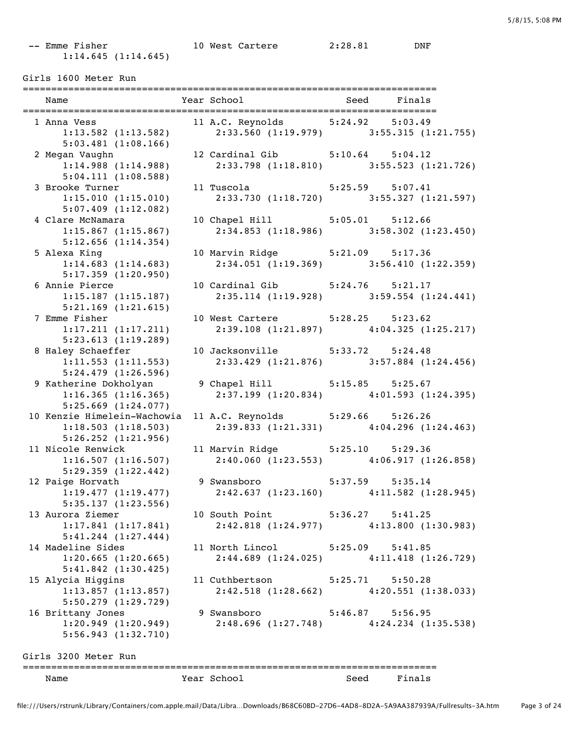| | Name | Year | School | Seed | Finals |
|---|---|---|---|---|---|
| -- | Emme Fisher | 10 | West Cartere | 2:28.81 | DNF |
| | 1:14.645 (1:14.645) | | | | |

## Girls 1600 Meter Run

| | Name | Year | School | Seed | Finals |
|---|---|---|---|---|---|
| 1 | Anna Vess | 11 | A.C. Reynolds | 5:24.92 | 5:03.49 |
| | 1:13.582 (1:13.582) 2:33.560 (1:19.979) 3:55.315 (1:21.755) 5:03.481 (1:08.166) | | | | |
| 2 | Megan Vaughn | 12 | Cardinal Gib | 5:10.64 | 5:04.12 |
| | 1:14.988 (1:14.988) 2:33.798 (1:18.810) 3:55.523 (1:21.726) 5:04.111 (1:08.588) | | | | |
| 3 | Brooke Turner | 11 | Tuscola | 5:25.59 | 5:07.41 |
| | 1:15.010 (1:15.010) 2:33.730 (1:18.720) 3:55.327 (1:21.597) 5:07.409 (1:12.082) | | | | |
| 4 | Clare McNamara | 10 | Chapel Hill | 5:05.01 | 5:12.66 |
| | 1:15.867 (1:15.867) 2:34.853 (1:18.986) 3:58.302 (1:23.450) 5:12.656 (1:14.354) | | | | |
| 5 | Alexa King | 10 | Marvin Ridge | 5:21.09 | 5:17.36 |
| | 1:14.683 (1:14.683) 2:34.051 (1:19.369) 3:56.410 (1:22.359) 5:17.359 (1:20.950) | | | | |
| 6 | Annie Pierce | 10 | Cardinal Gib | 5:24.76 | 5:21.17 |
| | 1:15.187 (1:15.187) 2:35.114 (1:19.928) 3:59.554 (1:24.441) 5:21.169 (1:21.615) | | | | |
| 7 | Emme Fisher | 10 | West Cartere | 5:28.25 | 5:23.62 |
| | 1:17.211 (1:17.211) 2:39.108 (1:21.897) 4:04.325 (1:25.217) 5:23.613 (1:19.289) | | | | |
| 8 | Haley Schaeffer | 10 | Jacksonville | 5:33.72 | 5:24.48 |
| | 1:11.553 (1:11.553) 2:33.429 (1:21.876) 3:57.884 (1:24.456) 5:24.479 (1:26.596) | | | | |
| 9 | Katherine Dokholyan | 9 | Chapel Hill | 5:15.85 | 5:25.67 |
| | 1:16.365 (1:16.365) 2:37.199 (1:20.834) 4:01.593 (1:24.395) 5:25.669 (1:24.077) | | | | |
| 10 | Kenzie Himelein-Wachowia | 11 | A.C. Reynolds | 5:29.66 | 5:26.26 |
| | 1:18.503 (1:18.503) 2:39.833 (1:21.331) 4:04.296 (1:24.463) 5:26.252 (1:21.956) | | | | |
| 11 | Nicole Renwick | 11 | Marvin Ridge | 5:25.10 | 5:29.36 |
| | 1:16.507 (1:16.507) 2:40.060 (1:23.553) 4:06.917 (1:26.858) 5:29.359 (1:22.442) | | | | |
| 12 | Paige Horvath | 9 | Swansboro | 5:37.59 | 5:35.14 |
| | 1:19.477 (1:19.477) 2:42.637 (1:23.160) 4:11.582 (1:28.945) 5:35.137 (1:23.556) | | | | |
| 13 | Aurora Ziemer | 10 | South Point | 5:36.27 | 5:41.25 |
| | 1:17.841 (1:17.841) 2:42.818 (1:24.977) 4:13.800 (1:30.983) 5:41.244 (1:27.444) | | | | |
| 14 | Madeline Sides | 11 | North Lincol | 5:25.09 | 5:41.85 |
| | 1:20.665 (1:20.665) 2:44.689 (1:24.025) 4:11.418 (1:26.729) 5:41.842 (1:30.425) | | | | |
| 15 | Alycia Higgins | 11 | Cuthbertson | 5:25.71 | 5:50.28 |
| | 1:13.857 (1:13.857) 2:42.518 (1:28.662) 4:20.551 (1:38.033) 5:50.279 (1:29.729) | | | | |
| 16 | Brittany Jones | 9 | Swansboro | 5:46.87 | 5:56.95 |
| | 1:20.949 (1:20.949) 2:48.696 (1:27.748) 4:24.234 (1:35.538) 5:56.943 (1:32.710) | | | | |

## Girls 3200 Meter Run

| Name | Year | School | Seed | Finals |
|---|---|---|---|---|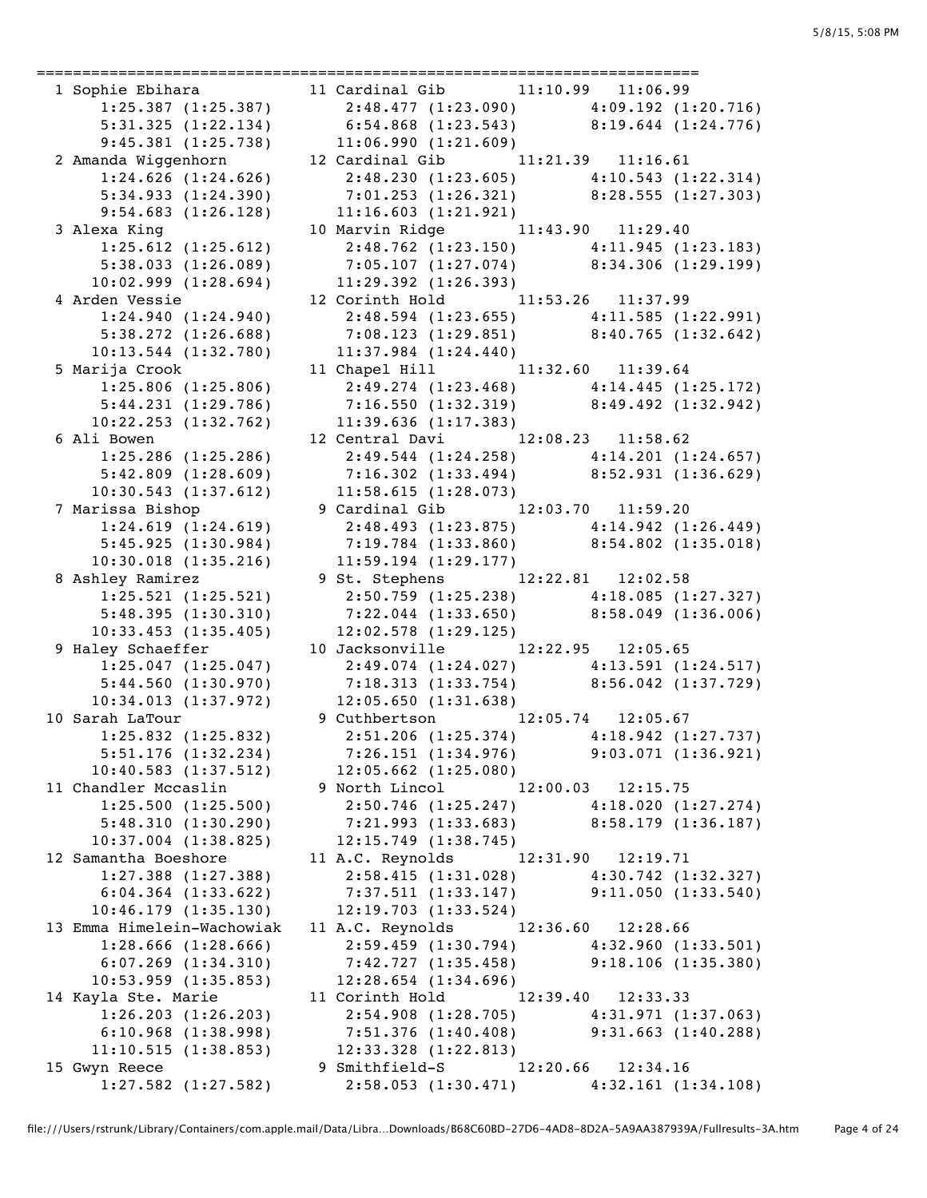```
============================================================================
  1 Sophie Ebihara            11 Cardinal Gib       11:10.99   11:06.99  
        1:25.387 (1:25.387)       2:48.477 (1:23.090)       4:09.192 (1:20.716)
        5:31.325 (1:22.134)       6:54.868 (1:23.543)       8:19.644 (1:24.776)
        9:45.381 (1:25.738)      11:06.990 (1:21.609)
  2 Amanda Wiggenhorn         12 Cardinal Gib       11:21.39   11:16.61  
        1:24.626 (1:24.626)       2:48.230 (1:23.605)       4:10.543 (1:22.314)
        5:34.933 (1:24.390)       7:01.253 (1:26.321)       8:28.555 (1:27.303)
        9:54.683 (1:26.128)      11:16.603 (1:21.921)
  3 Alexa King                10 Marvin Ridge       11:43.90   11:29.40  
        1:25.612 (1:25.612)       2:48.762 (1:23.150)       4:11.945 (1:23.183)
        5:38.033 (1:26.089)       7:05.107 (1:27.074)       8:34.306 (1:29.199)
       10:02.999 (1:28.694)      11:29.392 (1:26.393)
  4 Arden Vessie              12 Corinth Hold       11:53.26   11:37.99  
        1:24.940 (1:24.940)       2:48.594 (1:23.655)       4:11.585 (1:22.991)
        5:38.272 (1:26.688)       7:08.123 (1:29.851)       8:40.765 (1:32.642)
       10:13.544 (1:32.780)      11:37.984 (1:24.440)
  5 Marija Crook              11 Chapel Hill        11:32.60   11:39.64  
        1:25.806 (1:25.806)       2:49.274 (1:23.468)       4:14.445 (1:25.172)
        5:44.231 (1:29.786)       7:16.550 (1:32.319)       8:49.492 (1:32.942)
       10:22.253 (1:32.762)      11:39.636 (1:17.383)
  6 Ali Bowen                 12 Central Davi       12:08.23   11:58.62  
        1:25.286 (1:25.286)       2:49.544 (1:24.258)       4:14.201 (1:24.657)
        5:42.809 (1:28.609)       7:16.302 (1:33.494)       8:52.931 (1:36.629)
       10:30.543 (1:37.612)      11:58.615 (1:28.073)
  7 Marissa Bishop             9 Cardinal Gib       12:03.70   11:59.20  
        1:24.619 (1:24.619)       2:48.493 (1:23.875)       4:14.942 (1:26.449)
        5:45.925 (1:30.984)       7:19.784 (1:33.860)       8:54.802 (1:35.018)
       10:30.018 (1:35.216)      11:59.194 (1:29.177)
  8 Ashley Ramirez             9 St. Stephens       12:22.81   12:02.58  
        1:25.521 (1:25.521)       2:50.759 (1:25.238)       4:18.085 (1:27.327)
        5:48.395 (1:30.310)       7:22.044 (1:33.650)       8:58.049 (1:36.006)
       10:33.453 (1:35.405)      12:02.578 (1:29.125)
  9 Haley Schaeffer           10 Jacksonville       12:22.95   12:05.65  
        1:25.047 (1:25.047)       2:49.074 (1:24.027)       4:13.591 (1:24.517)
        5:44.560 (1:30.970)       7:18.313 (1:33.754)       8:56.042 (1:37.729)
       10:34.013 (1:37.972)      12:05.650 (1:31.638)
 10 Sarah LaTour               9 Cuthbertson        12:05.74   12:05.67  
        1:25.832 (1:25.832)       2:51.206 (1:25.374)       4:18.942 (1:27.737)
        5:51.176 (1:32.234)       7:26.151 (1:34.976)       9:03.071 (1:36.921)
       10:40.583 (1:37.512)      12:05.662 (1:25.080)
 11 Chandler Mccaslin          9 North Lincol       12:00.03   12:15.75  
        1:25.500 (1:25.500)       2:50.746 (1:25.247)       4:18.020 (1:27.274)
        5:48.310 (1:30.290)       7:21.993 (1:33.683)       8:58.179 (1:36.187)
       10:37.004 (1:38.825)      12:15.749 (1:38.745)
 12 Samantha Boeshore         11 A.C. Reynolds      12:31.90   12:19.71  
        1:27.388 (1:27.388)       2:58.415 (1:31.028)       4:30.742 (1:32.327)
        6:04.364 (1:33.622)       7:37.511 (1:33.147)       9:11.050 (1:33.540)
       10:46.179 (1:35.130)      12:19.703 (1:33.524)
 13 Emma Himelein-Wachowiak   11 A.C. Reynolds      12:36.60   12:28.66  
        1:28.666 (1:28.666)       2:59.459 (1:30.794)       4:32.960 (1:33.501)
        6:07.269 (1:34.310)       7:42.727 (1:35.458)       9:18.106 (1:35.380)
       10:53.959 (1:35.853)      12:28.654 (1:34.696)
 14 Kayla Ste. Marie          11 Corinth Hold       12:39.40   12:33.33  
        1:26.203 (1:26.203)       2:54.908 (1:28.705)       4:31.971 (1:37.063)
        6:10.968 (1:38.998)       7:51.376 (1:40.408)       9:31.663 (1:40.288)
       11:10.515 (1:38.853)      12:33.328 (1:22.813)
 15 Gwyn Reece                 9 Smithfield-S       12:20.66   12:34.16  
        1:27.582 (1:27.582)       2:58.053 (1:30.471)       4:32.161 (1:34.108)
```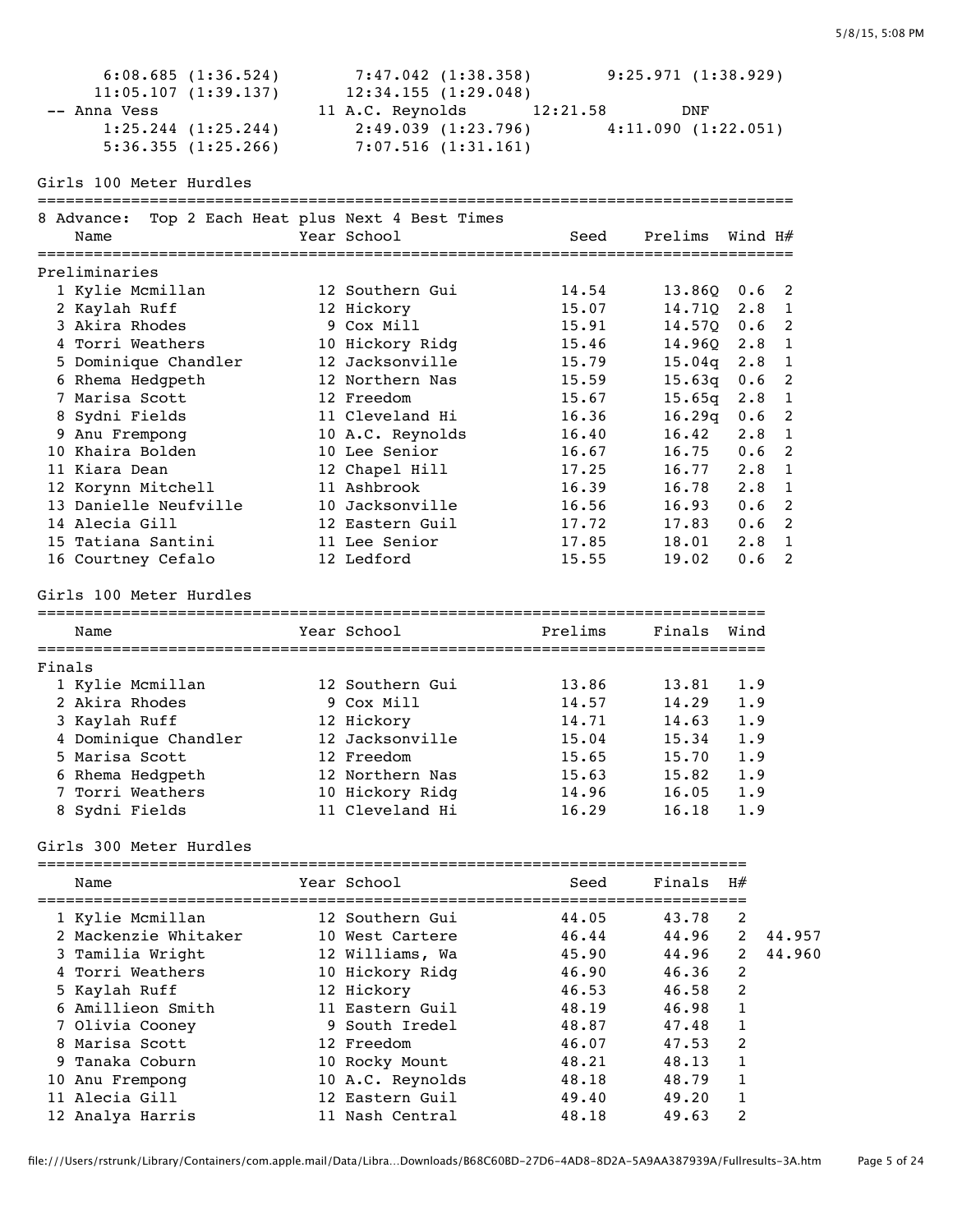6:08.685 (1:36.524) 7:47.042 (1:38.358) 9:25.971 (1:38.929)
11:05.107 (1:39.137) 12:34.155 (1:29.048)

| | Name | Year | School | Seed | Finals |
|---|---|---|---|---|---|
| -- | Anna Vess | 11 | A.C. Reynolds | 12:21.58 | DNF |

1:25.244 (1:25.244) 2:49.039 (1:23.796) 4:11.090 (1:22.051)
5:36.355 (1:25.266) 7:07.516 (1:31.161)

## Girls 100 Meter Hurdles

8 Advance: Top 2 Each Heat plus Next 4 Best Times

**Preliminaries**

| | Name | Year | School | Seed | Prelims | Wind | H# |
|---|---|---|---|---|---|---|---|
| 1 | Kylie Mcmillan | 12 | Southern Gui | 14.54 | 13.86Q | 0.6 | 2 |
| 2 | Kaylah Ruff | 12 | Hickory | 15.07 | 14.71Q | 2.8 | 1 |
| 3 | Akira Rhodes | 9 | Cox Mill | 15.91 | 14.57Q | 0.6 | 2 |
| 4 | Torri Weathers | 10 | Hickory Ridg | 15.46 | 14.96Q | 2.8 | 1 |
| 5 | Dominique Chandler | 12 | Jacksonville | 15.79 | 15.04q | 2.8 | 1 |
| 6 | Rhema Hedgpeth | 12 | Northern Nas | 15.59 | 15.63q | 0.6 | 2 |
| 7 | Marisa Scott | 12 | Freedom | 15.67 | 15.65q | 2.8 | 1 |
| 8 | Sydni Fields | 11 | Cleveland Hi | 16.36 | 16.29q | 0.6 | 2 |
| 9 | Anu Frempong | 10 | A.C. Reynolds | 16.40 | 16.42 | 2.8 | 1 |
| 10 | Khaira Bolden | 10 | Lee Senior | 16.67 | 16.75 | 0.6 | 2 |
| 11 | Kiara Dean | 12 | Chapel Hill | 17.25 | 16.77 | 2.8 | 1 |
| 12 | Korynn Mitchell | 11 | Ashbrook | 16.39 | 16.78 | 2.8 | 1 |
| 13 | Danielle Neufville | 10 | Jacksonville | 16.56 | 16.93 | 0.6 | 2 |
| 14 | Alecia Gill | 12 | Eastern Guil | 17.72 | 17.83 | 0.6 | 2 |
| 15 | Tatiana Santini | 11 | Lee Senior | 17.85 | 18.01 | 2.8 | 1 |
| 16 | Courtney Cefalo | 12 | Ledford | 15.55 | 19.02 | 0.6 | 2 |

## Girls 100 Meter Hurdles

**Finals**

| | Name | Year | School | Prelims | Finals | Wind |
|---|---|---|---|---|---|---|
| 1 | Kylie Mcmillan | 12 | Southern Gui | 13.86 | 13.81 | 1.9 |
| 2 | Akira Rhodes | 9 | Cox Mill | 14.57 | 14.29 | 1.9 |
| 3 | Kaylah Ruff | 12 | Hickory | 14.71 | 14.63 | 1.9 |
| 4 | Dominique Chandler | 12 | Jacksonville | 15.04 | 15.34 | 1.9 |
| 5 | Marisa Scott | 12 | Freedom | 15.65 | 15.70 | 1.9 |
| 6 | Rhema Hedgpeth | 12 | Northern Nas | 15.63 | 15.82 | 1.9 |
| 7 | Torri Weathers | 10 | Hickory Ridg | 14.96 | 16.05 | 1.9 |
| 8 | Sydni Fields | 11 | Cleveland Hi | 16.29 | 16.18 | 1.9 |

## Girls 300 Meter Hurdles

| | Name | Year | School | Seed | Finals | H# | |
|---|---|---|---|---|---|---|---|
| 1 | Kylie Mcmillan | 12 | Southern Gui | 44.05 | 43.78 | 2 | |
| 2 | Mackenzie Whitaker | 10 | West Cartere | 46.44 | 44.96 | 2 | 44.957 |
| 3 | Tamilia Wright | 12 | Williams, Wa | 45.90 | 44.96 | 2 | 44.960 |
| 4 | Torri Weathers | 10 | Hickory Ridg | 46.90 | 46.36 | 2 | |
| 5 | Kaylah Ruff | 12 | Hickory | 46.53 | 46.58 | 2 | |
| 6 | Amillieon Smith | 11 | Eastern Guil | 48.19 | 46.98 | 1 | |
| 7 | Olivia Cooney | 9 | South Iredel | 48.87 | 47.48 | 1 | |
| 8 | Marisa Scott | 12 | Freedom | 46.07 | 47.53 | 2 | |
| 9 | Tanaka Coburn | 10 | Rocky Mount | 48.21 | 48.13 | 1 | |
| 10 | Anu Frempong | 10 | A.C. Reynolds | 48.18 | 48.79 | 1 | |
| 11 | Alecia Gill | 12 | Eastern Guil | 49.40 | 49.20 | 1 | |
| 12 | Analya Harris | 11 | Nash Central | 48.18 | 49.63 | 2 | |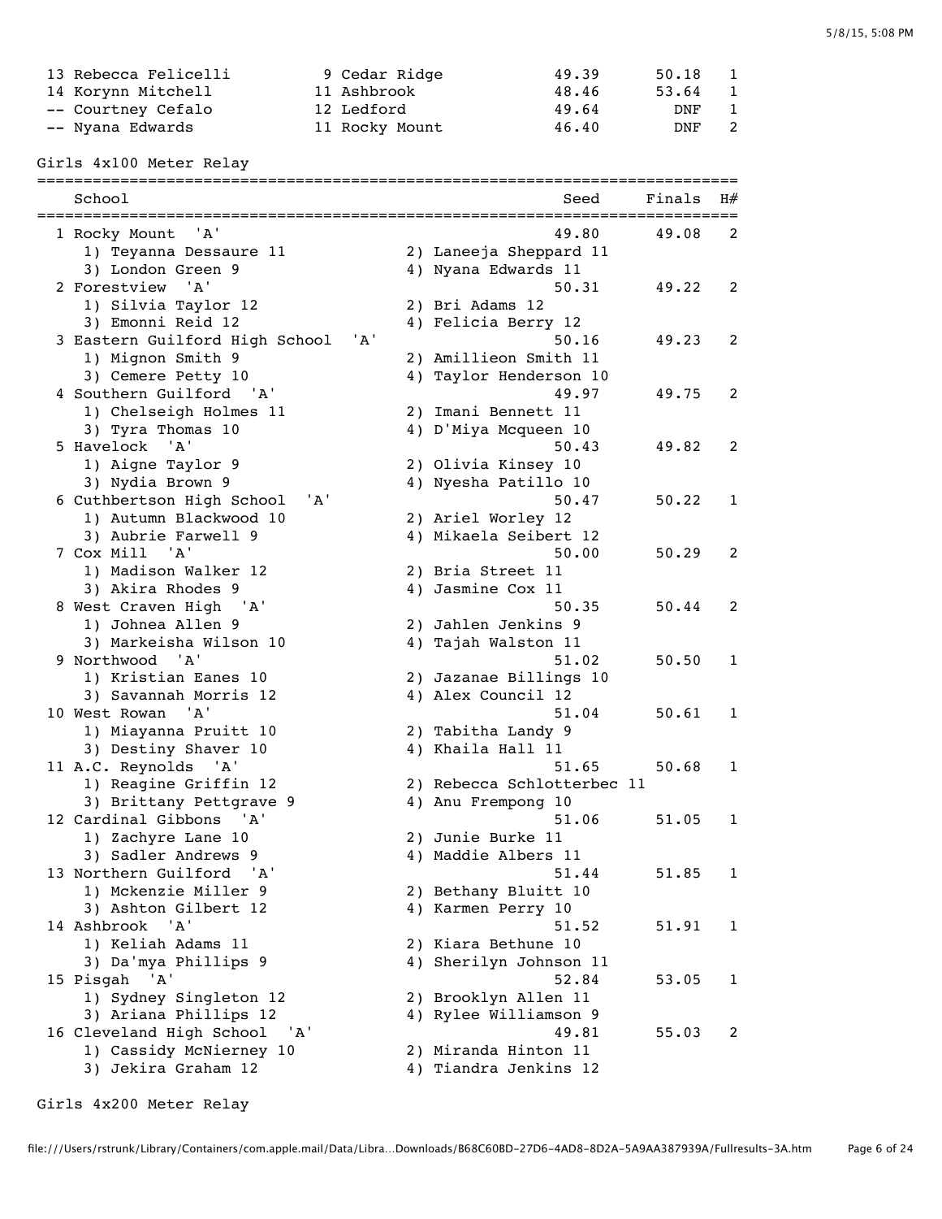| Place | Name | Year | School | Seed | Finals | H# |
|---|---|---|---|---|---|---|
| 13 | Rebecca Felicelli | 9 | Cedar Ridge | 49.39 | 50.18 | 1 |
| 14 | Korynn Mitchell | 11 | Ashbrook | 48.46 | 53.64 | 1 |
| -- | Courtney Cefalo | 12 | Ledford | 49.64 | DNF | 1 |
| -- | Nyana Edwards | 11 | Rocky Mount | 46.40 | DNF | 2 |

## Girls 4x100 Meter Relay

| Place | School | Seed | Finals | H# |
|---|---|---|---|---|
| 1 | Rocky Mount 'A' | 49.80 | 49.08 | 2 |
| | 1) Teyanna Dessaure 11, 2) Laneeja Sheppard 11, 3) London Green 9, 4) Nyana Edwards 11 | | | |
| 2 | Forestview 'A' | 50.31 | 49.22 | 2 |
| | 1) Silvia Taylor 12, 2) Bri Adams 12, 3) Emonni Reid 12, 4) Felicia Berry 12 | | | |
| 3 | Eastern Guilford High School 'A' | 50.16 | 49.23 | 2 |
| | 1) Mignon Smith 9, 2) Amillieon Smith 11, 3) Cemere Petty 10, 4) Taylor Henderson 10 | | | |
| 4 | Southern Guilford 'A' | 49.97 | 49.75 | 2 |
| | 1) Chelseigh Holmes 11, 2) Imani Bennett 11, 3) Tyra Thomas 10, 4) D'Miya Mcqueen 10 | | | |
| 5 | Havelock 'A' | 50.43 | 49.82 | 2 |
| | 1) Aigne Taylor 9, 2) Olivia Kinsey 10, 3) Nydia Brown 9, 4) Nyesha Patillo 10 | | | |
| 6 | Cuthbertson High School 'A' | 50.47 | 50.22 | 1 |
| | 1) Autumn Blackwood 10, 2) Ariel Worley 12, 3) Aubrie Farwell 9, 4) Mikaela Seibert 12 | | | |
| 7 | Cox Mill 'A' | 50.00 | 50.29 | 2 |
| | 1) Madison Walker 12, 2) Bria Street 11, 3) Akira Rhodes 9, 4) Jasmine Cox 11 | | | |
| 8 | West Craven High 'A' | 50.35 | 50.44 | 2 |
| | 1) Johnea Allen 9, 2) Jahlen Jenkins 9, 3) Markeisha Wilson 10, 4) Tajah Walston 11 | | | |
| 9 | Northwood 'A' | 51.02 | 50.50 | 1 |
| | 1) Kristian Eanes 10, 2) Jazanae Billings 10, 3) Savannah Morris 12, 4) Alex Council 12 | | | |
| 10 | West Rowan 'A' | 51.04 | 50.61 | 1 |
| | 1) Miayanna Pruitt 10, 2) Tabitha Landy 9, 3) Destiny Shaver 10, 4) Khaila Hall 11 | | | |
| 11 | A.C. Reynolds 'A' | 51.65 | 50.68 | 1 |
| | 1) Reagine Griffin 12, 2) Rebecca Schlotterbec 11, 3) Brittany Pettgrave 9, 4) Anu Frempong 10 | | | |
| 12 | Cardinal Gibbons 'A' | 51.06 | 51.05 | 1 |
| | 1) Zachyre Lane 10, 2) Junie Burke 11, 3) Sadler Andrews 9, 4) Maddie Albers 11 | | | |
| 13 | Northern Guilford 'A' | 51.44 | 51.85 | 1 |
| | 1) Mckenzie Miller 9, 2) Bethany Bluitt 10, 3) Ashton Gilbert 12, 4) Karmen Perry 10 | | | |
| 14 | Ashbrook 'A' | 51.52 | 51.91 | 1 |
| | 1) Keliah Adams 11, 2) Kiara Bethune 10, 3) Da'mya Phillips 9, 4) Sherilyn Johnson 11 | | | |
| 15 | Pisgah 'A' | 52.84 | 53.05 | 1 |
| | 1) Sydney Singleton 12, 2) Brooklyn Allen 11, 3) Ariana Phillips 12, 4) Rylee Williamson 9 | | | |
| 16 | Cleveland High School 'A' | 49.81 | 55.03 | 2 |
| | 1) Cassidy McNierney 10, 2) Miranda Hinton 11, 3) Jekira Graham 12, 4) Tiandra Jenkins 12 | | | |

## Girls 4x200 Meter Relay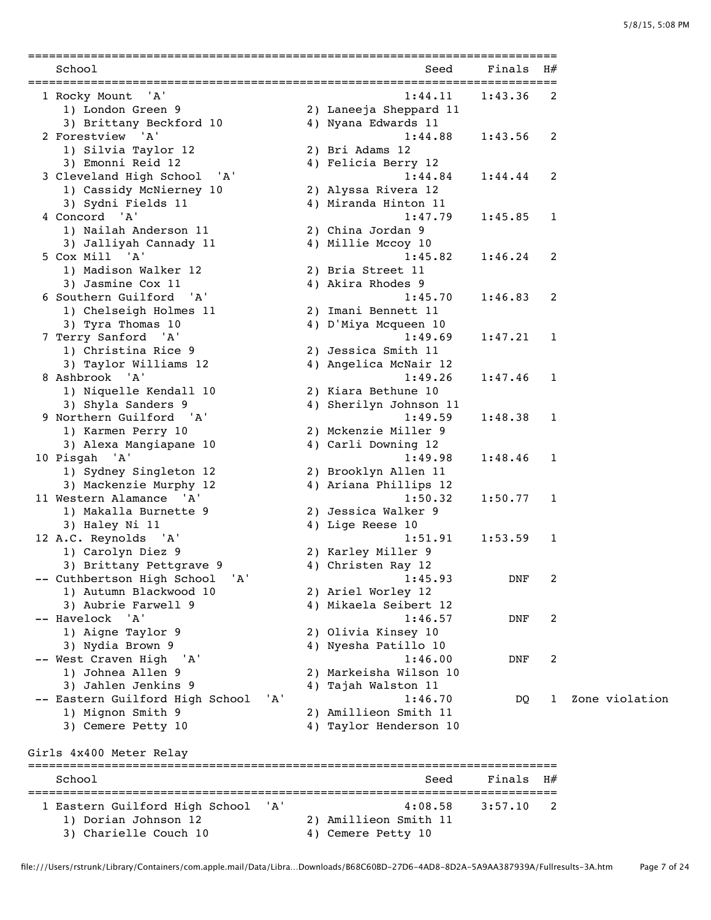| Place | School | Seed | Finals | H# | |
|---|---|---|---|---|---|
| 1 | Rocky Mount 'A' | 1:44.11 | 1:43.36 | 2 | |
| | 1) London Green 9; 2) Laneeja Sheppard 11; 3) Brittany Beckford 10; 4) Nyana Edwards 11 | | | | |
| 2 | Forestview 'A' | 1:44.88 | 1:43.56 | 2 | |
| | 1) Silvia Taylor 12; 2) Bri Adams 12; 3) Emonni Reid 12; 4) Felicia Berry 12 | | | | |
| 3 | Cleveland High School 'A' | 1:44.84 | 1:44.44 | 2 | |
| | 1) Cassidy McNierney 10; 2) Alyssa Rivera 12; 3) Sydni Fields 11; 4) Miranda Hinton 11 | | | | |
| 4 | Concord 'A' | 1:47.79 | 1:45.85 | 1 | |
| | 1) Nailah Anderson 11; 2) China Jordan 9; 3) Jalliyah Cannady 11; 4) Millie Mccoy 10 | | | | |
| 5 | Cox Mill 'A' | 1:45.82 | 1:46.24 | 2 | |
| | 1) Madison Walker 12; 2) Bria Street 11; 3) Jasmine Cox 11; 4) Akira Rhodes 9 | | | | |
| 6 | Southern Guilford 'A' | 1:45.70 | 1:46.83 | 2 | |
| | 1) Chelseigh Holmes 11; 2) Imani Bennett 11; 3) Tyra Thomas 10; 4) D'Miya Mcqueen 10 | | | | |
| 7 | Terry Sanford 'A' | 1:49.69 | 1:47.21 | 1 | |
| | 1) Christina Rice 9; 2) Jessica Smith 11; 3) Taylor Williams 12; 4) Angelica McNair 12 | | | | |
| 8 | Ashbrook 'A' | 1:49.26 | 1:47.46 | 1 | |
| | 1) Niquelle Kendall 10; 2) Kiara Bethune 10; 3) Shyla Sanders 9; 4) Sherilyn Johnson 11 | | | | |
| 9 | Northern Guilford 'A' | 1:49.59 | 1:48.38 | 1 | |
| | 1) Karmen Perry 10; 2) Mckenzie Miller 9; 3) Alexa Mangiapane 10; 4) Carli Downing 12 | | | | |
| 10 | Pisgah 'A' | 1:49.98 | 1:48.46 | 1 | |
| | 1) Sydney Singleton 12; 2) Brooklyn Allen 11; 3) Mackenzie Murphy 12; 4) Ariana Phillips 12 | | | | |
| 11 | Western Alamance 'A' | 1:50.32 | 1:50.77 | 1 | |
| | 1) Makalla Burnette 9; 2) Jessica Walker 9; 3) Haley Ni 11; 4) Lige Reese 10 | | | | |
| 12 | A.C. Reynolds 'A' | 1:51.91 | 1:53.59 | 1 | |
| | 1) Carolyn Diez 9; 2) Karley Miller 9; 3) Brittany Pettgrave 9; 4) Christen Ray 12 | | | | |
| -- | Cuthbertson High School 'A' | 1:45.93 | DNF | 2 | |
| | 1) Autumn Blackwood 10; 2) Ariel Worley 12; 3) Aubrie Farwell 9; 4) Mikaela Seibert 12 | | | | |
| -- | Havelock 'A' | 1:46.57 | DNF | 2 | |
| | 1) Aigne Taylor 9; 2) Olivia Kinsey 10; 3) Nydia Brown 9; 4) Nyesha Patillo 10 | | | | |
| -- | West Craven High 'A' | 1:46.00 | DNF | 2 | |
| | 1) Johnea Allen 9; 2) Markeisha Wilson 10; 3) Jahlen Jenkins 9; 4) Tajah Walston 11 | | | | |
| -- | Eastern Guilford High School 'A' | 1:46.70 | DQ | 1 | Zone violation |
| | 1) Mignon Smith 9; 2) Amillieon Smith 11; 3) Cemere Petty 10; 4) Taylor Henderson 10 | | | | |

## Girls 4x400 Meter Relay

| Place | School | Seed | Finals | H# |
|---|---|---|---|---|
| 1 | Eastern Guilford High School 'A' | 4:08.58 | 3:57.10 | 2 |
| | 1) Dorian Johnson 12; 2) Amillieon Smith 11; 3) Charielle Couch 10; 4) Cemere Petty 10 | | | |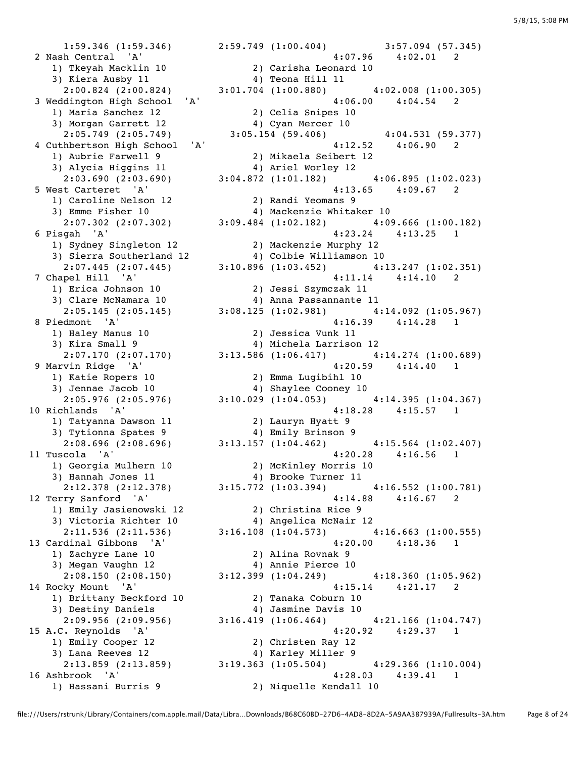```
    1:59.346 (1:59.346)       2:59.749 (1:00.404)        3:57.094 (57.345)
 2 Nash Central  'A'                                   4:07.96    4:02.01   2
    1) Tkeyah Macklin 10             2) Carisha Leonard 10
    3) Kiera Ausby 11                4) Teona Hill 11
      2:00.824 (2:00.824)      3:01.704 (1:00.880)       4:02.008 (1:00.305)
 3 Weddington High School  'A'                         4:06.00    4:04.54   2
    1) Maria Sanchez 12              2) Celia Snipes 10
    3) Morgan Garrett 12             4) Cyan Mercer 10
      2:05.749 (2:05.749)       3:05.154 (59.406)         4:04.531 (59.377)
 4 Cuthbertson High School  'A'                        4:12.52    4:06.90   2
    1) Aubrie Farwell 9              2) Mikaela Seibert 12
    3) Alycia Higgins 11             4) Ariel Worley 12
      2:03.690 (2:03.690)      3:04.872 (1:01.182)       4:06.895 (1:02.023)
 5 West Carteret  'A'                                  4:13.65    4:09.67   2
    1) Caroline Nelson 12            2) Randi Yeomans 9
    3) Emme Fisher 10                4) Mackenzie Whitaker 10
      2:07.302 (2:07.302)      3:09.484 (1:02.182)       4:09.666 (1:00.182)
 6 Pisgah  'A'                                         4:23.24    4:13.25   1
    1) Sydney Singleton 12           2) Mackenzie Murphy 12
    3) Sierra Southerland 12         4) Colbie Williamson 10
      2:07.445 (2:07.445)      3:10.896 (1:03.452)       4:13.247 (1:02.351)
 7 Chapel Hill  'A'                                    4:11.14    4:14.10   2
    1) Erica Johnson 10              2) Jessi Szymczak 11
    3) Clare McNamara 10             4) Anna Passannante 11
      2:05.145 (2:05.145)      3:08.125 (1:02.981)       4:14.092 (1:05.967)
 8 Piedmont  'A'                                       4:16.39    4:14.28   1
    1) Haley Manus 10                2) Jessica Vunk 11
    3) Kira Small 9                  4) Michela Larrison 12
      2:07.170 (2:07.170)      3:13.586 (1:06.417)       4:14.274 (1:00.689)
 9 Marvin Ridge  'A'                                   4:20.59    4:14.40   1
    1) Katie Ropers 10               2) Emma Lugibihl 10
    3) Jennae Jacob 10               4) Shaylee Cooney 10
      2:05.976 (2:05.976)      3:10.029 (1:04.053)       4:14.395 (1:04.367)
10 Richlands  'A'                                      4:18.28    4:15.57   1
    1) Tatyanna Dawson 11            2) Lauryn Hyatt 9
    3) Tytionna Spates 9             4) Emily Brinson 9
      2:08.696 (2:08.696)      3:13.157 (1:04.462)       4:15.564 (1:02.407)
11 Tuscola  'A'                                        4:20.28    4:16.56   1
    1) Georgia Mulhern 10            2) McKinley Morris 10
    3) Hannah Jones 11               4) Brooke Turner 11
      2:12.378 (2:12.378)      3:15.772 (1:03.394)       4:16.552 (1:00.781)
12 Terry Sanford  'A'                                  4:14.88    4:16.67   2
    1) Emily Jasienowski 12          2) Christina Rice 9
    3) Victoria Richter 10           4) Angelica McNair 12
      2:11.536 (2:11.536)      3:16.108 (1:04.573)       4:16.663 (1:00.555)
13 Cardinal Gibbons  'A'                               4:20.00    4:18.36   1
    1) Zachyre Lane 10               2) Alina Rovnak 9
    3) Megan Vaughn 12               4) Annie Pierce 10
      2:08.150 (2:08.150)      3:12.399 (1:04.249)       4:18.360 (1:05.962)
14 Rocky Mount  'A'                                    4:15.14    4:21.17   2
    1) Brittany Beckford 10          2) Tanaka Coburn 10
    3) Destiny Daniels               4) Jasmine Davis 10
      2:09.956 (2:09.956)      3:16.419 (1:06.464)       4:21.166 (1:04.747)
15 A.C. Reynolds  'A'                                  4:20.92    4:29.37   1
    1) Emily Cooper 12               2) Christen Ray 12
    3) Lana Reeves 12                4) Karley Miller 9
      2:13.859 (2:13.859)      3:19.363 (1:05.504)       4:29.366 (1:10.004)
16 Ashbrook  'A'                                       4:28.03    4:39.41   1
    1) Hassani Burris 9              2) Niquelle Kendall 10
```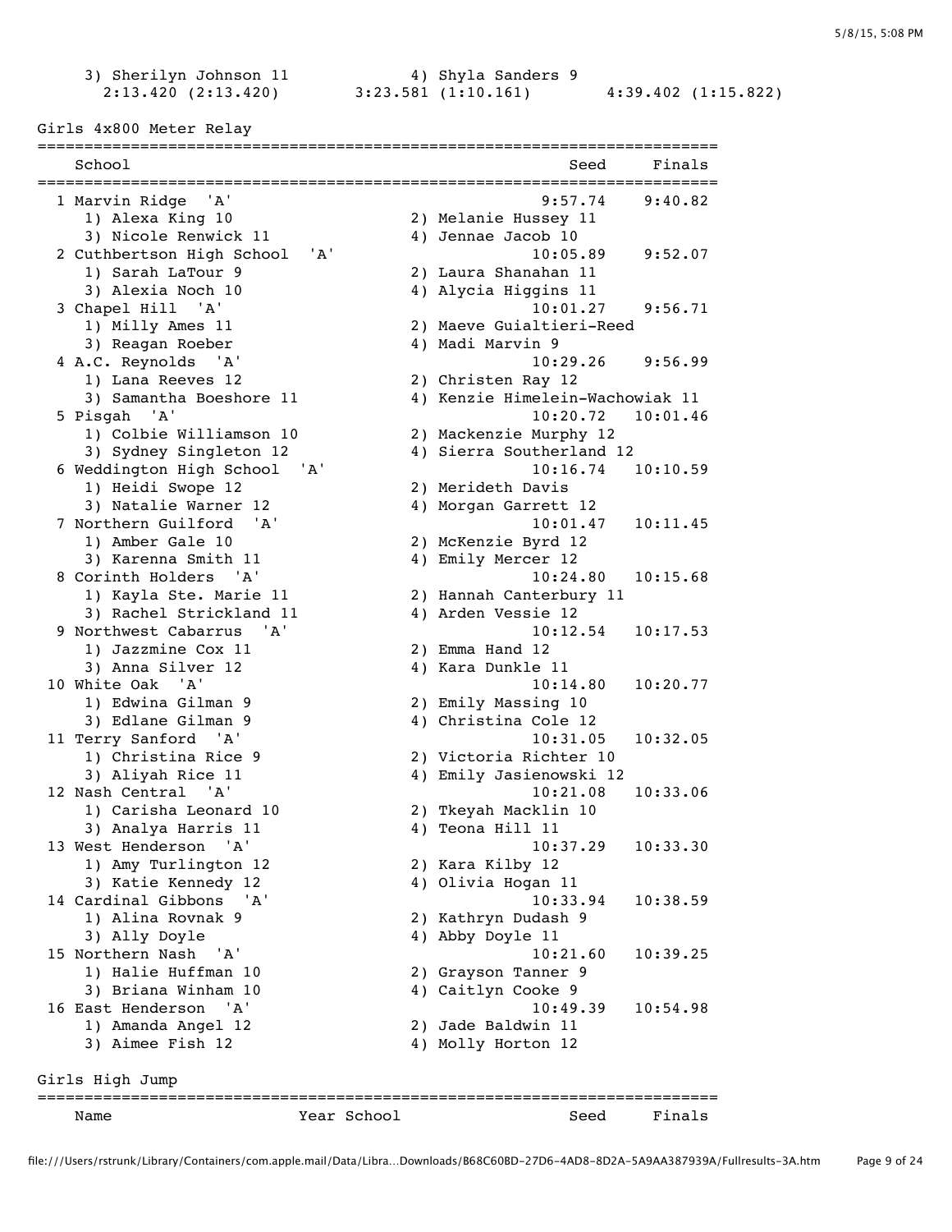3) Sherilyn Johnson 11 4) Shyla Sanders 9
2:13.420 (2:13.420) 3:23.581 (1:10.161) 4:39.402 (1:15.822)

## Girls 4x800 Meter Relay

| | School | Seed | Finals |
|---|---|---|---|
| 1 | Marvin Ridge 'A' | 9:57.74 | 9:40.82 |
| | 1) Alexa King 10; 2) Melanie Hussey 11; 3) Nicole Renwick 11; 4) Jennae Jacob 10 | | |
| 2 | Cuthbertson High School 'A' | 10:05.89 | 9:52.07 |
| | 1) Sarah LaTour 9; 2) Laura Shanahan 11; 3) Alexia Noch 10; 4) Alycia Higgins 11 | | |
| 3 | Chapel Hill 'A' | 10:01.27 | 9:56.71 |
| | 1) Milly Ames 11; 2) Maeve Guialtieri-Reed; 3) Reagan Roeber; 4) Madi Marvin 9 | | |
| 4 | A.C. Reynolds 'A' | 10:29.26 | 9:56.99 |
| | 1) Lana Reeves 12; 2) Christen Ray 12; 3) Samantha Boeshore 11; 4) Kenzie Himelein-Wachowiak 11 | | |
| 5 | Pisgah 'A' | 10:20.72 | 10:01.46 |
| | 1) Colbie Williamson 10; 2) Mackenzie Murphy 12; 3) Sydney Singleton 12; 4) Sierra Southerland 12 | | |
| 6 | Weddington High School 'A' | 10:16.74 | 10:10.59 |
| | 1) Heidi Swope 12; 2) Merideth Davis; 3) Natalie Warner 12; 4) Morgan Garrett 12 | | |
| 7 | Northern Guilford 'A' | 10:01.47 | 10:11.45 |
| | 1) Amber Gale 10; 2) McKenzie Byrd 12; 3) Karenna Smith 11; 4) Emily Mercer 12 | | |
| 8 | Corinth Holders 'A' | 10:24.80 | 10:15.68 |
| | 1) Kayla Ste. Marie 11; 2) Hannah Canterbury 11; 3) Rachel Strickland 11; 4) Arden Vessie 12 | | |
| 9 | Northwest Cabarrus 'A' | 10:12.54 | 10:17.53 |
| | 1) Jazzmine Cox 11; 2) Emma Hand 12; 3) Anna Silver 12; 4) Kara Dunkle 11 | | |
| 10 | White Oak 'A' | 10:14.80 | 10:20.77 |
| | 1) Edwina Gilman 9; 2) Emily Massing 10; 3) Edlane Gilman 9; 4) Christina Cole 12 | | |
| 11 | Terry Sanford 'A' | 10:31.05 | 10:32.05 |
| | 1) Christina Rice 9; 2) Victoria Richter 10; 3) Aliyah Rice 11; 4) Emily Jasienowski 12 | | |
| 12 | Nash Central 'A' | 10:21.08 | 10:33.06 |
| | 1) Carisha Leonard 10; 2) Tkeyah Macklin 10; 3) Analya Harris 11; 4) Teona Hill 11 | | |
| 13 | West Henderson 'A' | 10:37.29 | 10:33.30 |
| | 1) Amy Turlington 12; 2) Kara Kilby 12; 3) Katie Kennedy 12; 4) Olivia Hogan 11 | | |
| 14 | Cardinal Gibbons 'A' | 10:33.94 | 10:38.59 |
| | 1) Alina Rovnak 9; 2) Kathryn Dudash 9; 3) Ally Doyle; 4) Abby Doyle 11 | | |
| 15 | Northern Nash 'A' | 10:21.60 | 10:39.25 |
| | 1) Halie Huffman 10; 2) Grayson Tanner 9; 3) Briana Winham 10; 4) Caitlyn Cooke 9 | | |
| 16 | East Henderson 'A' | 10:49.39 | 10:54.98 |
| | 1) Amanda Angel 12; 2) Jade Baldwin 11; 3) Aimee Fish 12; 4) Molly Horton 12 | | |

## Girls High Jump

| Name | Year | School | Seed | Finals |
|---|---|---|---|---|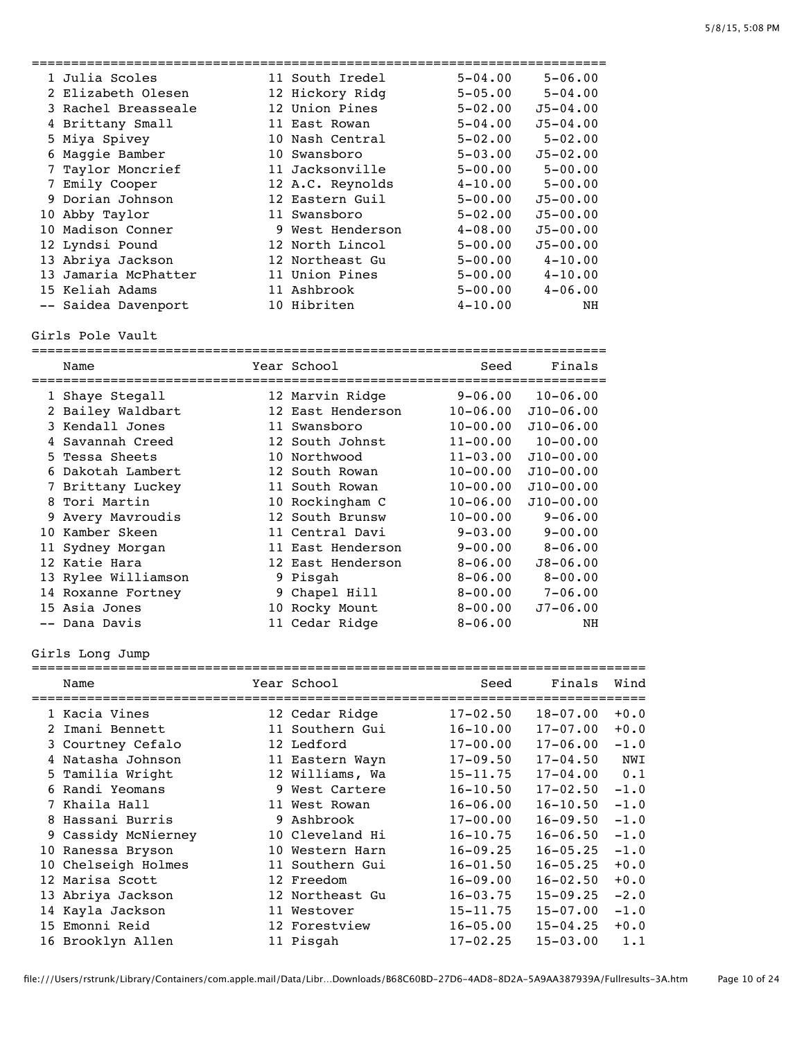| Place | Name | Year | School | Seed | Finals |
|---|---|---|---|---|---|
| 1 | Julia Scoles | 11 | South Iredel | 5-04.00 | 5-06.00 |
| 2 | Elizabeth Olesen | 12 | Hickory Ridg | 5-05.00 | 5-04.00 |
| 3 | Rachel Breasseale | 12 | Union Pines | 5-02.00 | J5-04.00 |
| 4 | Brittany Small | 11 | East Rowan | 5-04.00 | J5-04.00 |
| 5 | Miya Spivey | 10 | Nash Central | 5-02.00 | 5-02.00 |
| 6 | Maggie Bamber | 10 | Swansboro | 5-03.00 | J5-02.00 |
| 7 | Taylor Moncrief | 11 | Jacksonville | 5-00.00 | 5-00.00 |
| 7 | Emily Cooper | 12 | A.C. Reynolds | 4-10.00 | 5-00.00 |
| 9 | Dorian Johnson | 12 | Eastern Guil | 5-00.00 | J5-00.00 |
| 10 | Abby Taylor | 11 | Swansboro | 5-02.00 | J5-00.00 |
| 10 | Madison Conner | 9 | West Henderson | 4-08.00 | J5-00.00 |
| 12 | Lyndsi Pound | 12 | North Lincol | 5-00.00 | J5-00.00 |
| 13 | Abriya Jackson | 12 | Northeast Gu | 5-00.00 | 4-10.00 |
| 13 | Jamaria McPhatter | 11 | Union Pines | 5-00.00 | 4-10.00 |
| 15 | Keliah Adams | 11 | Ashbrook | 5-00.00 | 4-06.00 |
| -- | Saidea Davenport | 10 | Hibriten | 4-10.00 | NH |

## Girls Pole Vault

| Place | Name | Year | School | Seed | Finals |
|---|---|---|---|---|---|
| 1 | Shaye Stegall | 12 | Marvin Ridge | 9-06.00 | 10-06.00 |
| 2 | Bailey Waldbart | 12 | East Henderson | 10-06.00 | J10-06.00 |
| 3 | Kendall Jones | 11 | Swansboro | 10-00.00 | J10-06.00 |
| 4 | Savannah Creed | 12 | South Johnst | 11-00.00 | 10-00.00 |
| 5 | Tessa Sheets | 10 | Northwood | 11-03.00 | J10-00.00 |
| 6 | Dakotah Lambert | 12 | South Rowan | 10-00.00 | J10-00.00 |
| 7 | Brittany Luckey | 11 | South Rowan | 10-00.00 | J10-00.00 |
| 8 | Tori Martin | 10 | Rockingham C | 10-06.00 | J10-00.00 |
| 9 | Avery Mavroudis | 12 | South Brunsw | 10-00.00 | 9-06.00 |
| 10 | Kamber Skeen | 11 | Central Davi | 9-03.00 | 9-00.00 |
| 11 | Sydney Morgan | 11 | East Henderson | 9-00.00 | 8-06.00 |
| 12 | Katie Hara | 12 | East Henderson | 8-06.00 | J8-06.00 |
| 13 | Rylee Williamson | 9 | Pisgah | 8-06.00 | 8-00.00 |
| 14 | Roxanne Fortney | 9 | Chapel Hill | 8-00.00 | 7-06.00 |
| 15 | Asia Jones | 10 | Rocky Mount | 8-00.00 | J7-06.00 |
| -- | Dana Davis | 11 | Cedar Ridge | 8-06.00 | NH |

## Girls Long Jump

| Place | Name | Year | School | Seed | Finals | Wind |
|---|---|---|---|---|---|---|
| 1 | Kacia Vines | 12 | Cedar Ridge | 17-02.50 | 18-07.00 | +0.0 |
| 2 | Imani Bennett | 11 | Southern Gui | 16-10.00 | 17-07.00 | +0.0 |
| 3 | Courtney Cefalo | 12 | Ledford | 17-00.00 | 17-06.00 | -1.0 |
| 4 | Natasha Johnson | 11 | Eastern Wayn | 17-09.50 | 17-04.50 | NWI |
| 5 | Tamilia Wright | 12 | Williams, Wa | 15-11.75 | 17-04.00 | 0.1 |
| 6 | Randi Yeomans | 9 | West Cartere | 16-10.50 | 17-02.50 | -1.0 |
| 7 | Khaila Hall | 11 | West Rowan | 16-06.00 | 16-10.50 | -1.0 |
| 8 | Hassani Burris | 9 | Ashbrook | 17-00.00 | 16-09.50 | -1.0 |
| 9 | Cassidy McNierney | 10 | Cleveland Hi | 16-10.75 | 16-06.50 | -1.0 |
| 10 | Ranessa Bryson | 10 | Western Harn | 16-09.25 | 16-05.25 | -1.0 |
| 10 | Chelseigh Holmes | 11 | Southern Gui | 16-01.50 | 16-05.25 | +0.0 |
| 12 | Marisa Scott | 12 | Freedom | 16-09.00 | 16-02.50 | +0.0 |
| 13 | Abriya Jackson | 12 | Northeast Gu | 16-03.75 | 15-09.25 | -2.0 |
| 14 | Kayla Jackson | 11 | Westover | 15-11.75 | 15-07.00 | -1.0 |
| 15 | Emonni Reid | 12 | Forestview | 16-05.00 | 15-04.25 | +0.0 |
| 16 | Brooklyn Allen | 11 | Pisgah | 17-02.25 | 15-03.00 | 1.1 |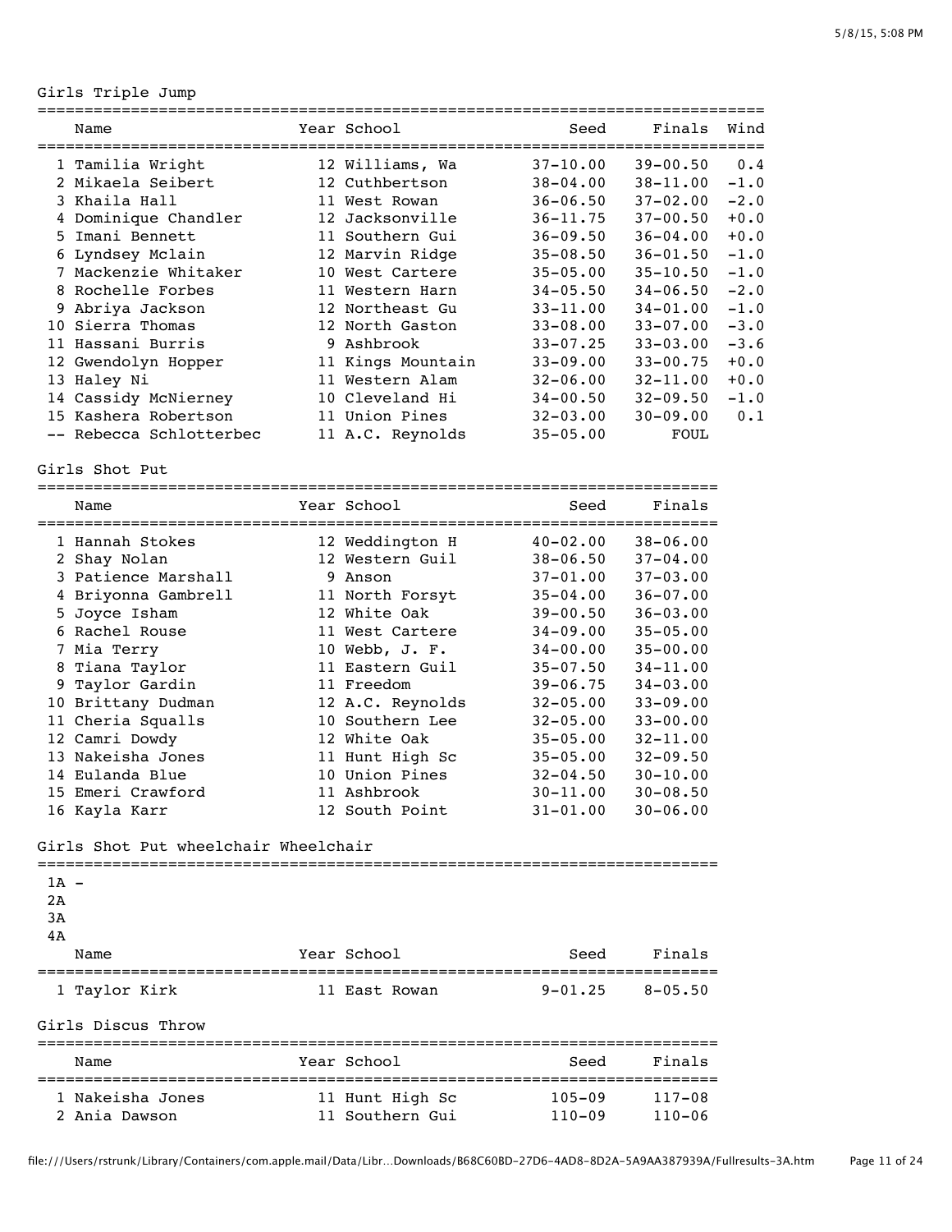## Girls Triple Jump

| | Name | Year | School | Seed | Finals | Wind |
|---|---|---|---|---|---|---|
| 1 | Tamilia Wright | 12 | Williams, Wa | 37-10.00 | 39-00.50 | 0.4 |
| 2 | Mikaela Seibert | 12 | Cuthbertson | 38-04.00 | 38-11.00 | -1.0 |
| 3 | Khaila Hall | 11 | West Rowan | 36-06.50 | 37-02.00 | -2.0 |
| 4 | Dominique Chandler | 12 | Jacksonville | 36-11.75 | 37-00.50 | +0.0 |
| 5 | Imani Bennett | 11 | Southern Gui | 36-09.50 | 36-04.00 | +0.0 |
| 6 | Lyndsey Mclain | 12 | Marvin Ridge | 35-08.50 | 36-01.50 | -1.0 |
| 7 | Mackenzie Whitaker | 10 | West Cartere | 35-05.00 | 35-10.50 | -1.0 |
| 8 | Rochelle Forbes | 11 | Western Harn | 34-05.50 | 34-06.50 | -2.0 |
| 9 | Abriya Jackson | 12 | Northeast Gu | 33-11.00 | 34-01.00 | -1.0 |
| 10 | Sierra Thomas | 12 | North Gaston | 33-08.00 | 33-07.00 | -3.0 |
| 11 | Hassani Burris | 9 | Ashbrook | 33-07.25 | 33-03.00 | -3.6 |
| 12 | Gwendolyn Hopper | 11 | Kings Mountain | 33-09.00 | 33-00.75 | +0.0 |
| 13 | Haley Ni | 11 | Western Alam | 32-06.00 | 32-11.00 | +0.0 |
| 14 | Cassidy McNierney | 10 | Cleveland Hi | 34-00.50 | 32-09.50 | -1.0 |
| 15 | Kashera Robertson | 11 | Union Pines | 32-03.00 | 30-09.00 | 0.1 |
| -- | Rebecca Schlotterbec | 11 | A.C. Reynolds | 35-05.00 | FOUL | |

## Girls Shot Put

| | Name | Year | School | Seed | Finals |
|---|---|---|---|---|---|
| 1 | Hannah Stokes | 12 | Weddington H | 40-02.00 | 38-06.00 |
| 2 | Shay Nolan | 12 | Western Guil | 38-06.50 | 37-04.00 |
| 3 | Patience Marshall | 9 | Anson | 37-01.00 | 37-03.00 |
| 4 | Briyonna Gambrell | 11 | North Forsyt | 35-04.00 | 36-07.00 |
| 5 | Joyce Isham | 12 | White Oak | 39-00.50 | 36-03.00 |
| 6 | Rachel Rouse | 11 | West Cartere | 34-09.00 | 35-05.00 |
| 7 | Mia Terry | 10 | Webb, J. F. | 34-00.00 | 35-00.00 |
| 8 | Tiana Taylor | 11 | Eastern Guil | 35-07.50 | 34-11.00 |
| 9 | Taylor Gardin | 11 | Freedom | 39-06.75 | 34-03.00 |
| 10 | Brittany Dudman | 12 | A.C. Reynolds | 32-05.00 | 33-09.00 |
| 11 | Cheria Squalls | 10 | Southern Lee | 32-05.00 | 33-00.00 |
| 12 | Camri Dowdy | 12 | White Oak | 35-05.00 | 32-11.00 |
| 13 | Nakeisha Jones | 11 | Hunt High Sc | 35-05.00 | 32-09.50 |
| 14 | Eulanda Blue | 10 | Union Pines | 32-04.50 | 30-10.00 |
| 15 | Emeri Crawford | 11 | Ashbrook | 30-11.00 | 30-08.50 |
| 16 | Kayla Karr | 12 | South Point | 31-01.00 | 30-06.00 |

## Girls Shot Put wheelchair Wheelchair

1A -
2A
3A
4A

| | Name | Year | School | Seed | Finals |
|---|---|---|---|---|---|
| 1 | Taylor Kirk | 11 | East Rowan | 9-01.25 | 8-05.50 |

## Girls Discus Throw

| | Name | Year | School | Seed | Finals |
|---|---|---|---|---|---|
| 1 | Nakeisha Jones | 11 | Hunt High Sc | 105-09 | 117-08 |
| 2 | Ania Dawson | 11 | Southern Gui | 110-09 | 110-06 |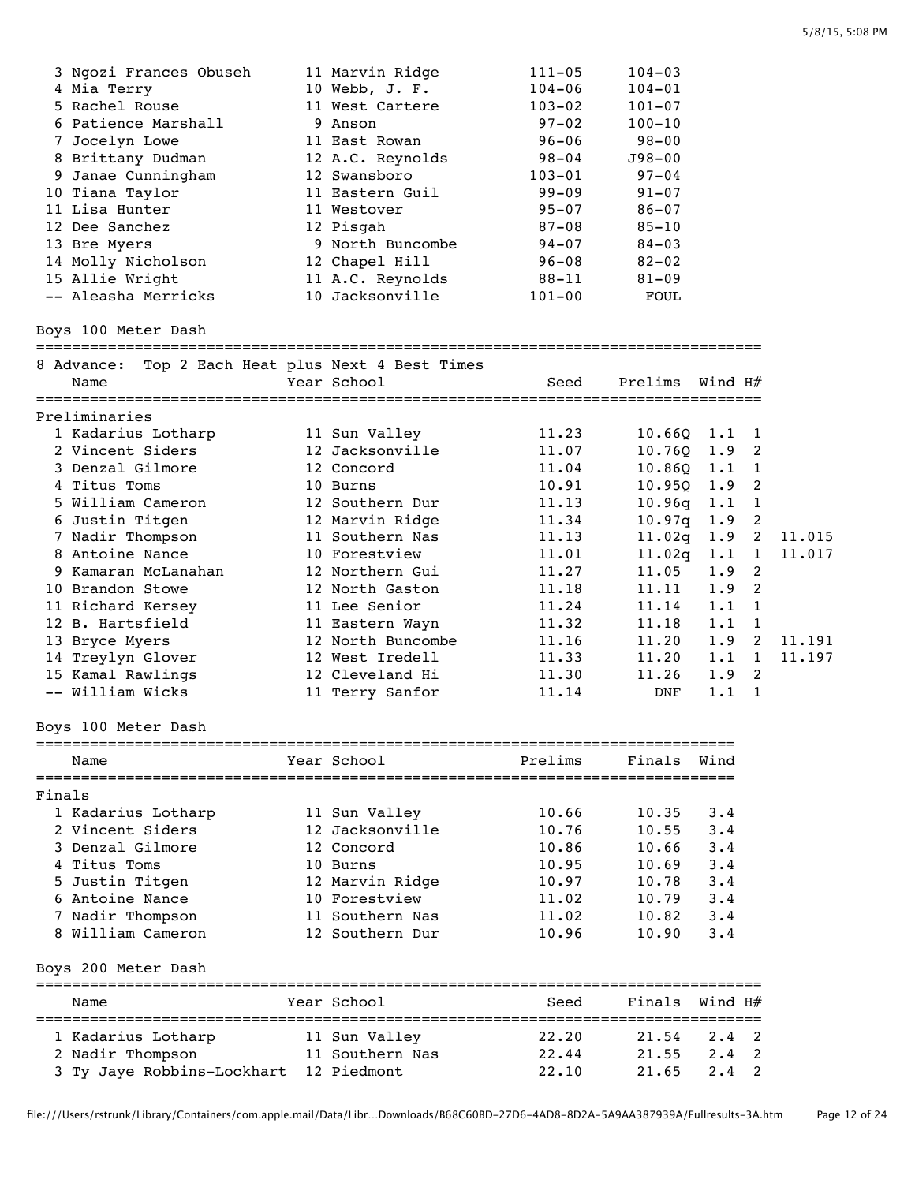| Place | Name | Year | School | Seed | Finals |
|---|---|---|---|---|---|
| 3 | Ngozi Frances Obuseh | 11 | Marvin Ridge | 111-05 | 104-03 |
| 4 | Mia Terry | 10 | Webb, J. F. | 104-06 | 104-01 |
| 5 | Rachel Rouse | 11 | West Cartere | 103-02 | 101-07 |
| 6 | Patience Marshall | 9 | Anson | 97-02 | 100-10 |
| 7 | Jocelyn Lowe | 11 | East Rowan | 96-06 | 98-00 |
| 8 | Brittany Dudman | 12 | A.C. Reynolds | 98-04 | J98-00 |
| 9 | Janae Cunningham | 12 | Swansboro | 103-01 | 97-04 |
| 10 | Tiana Taylor | 11 | Eastern Guil | 99-09 | 91-07 |
| 11 | Lisa Hunter | 11 | Westover | 95-07 | 86-07 |
| 12 | Dee Sanchez | 12 | Pisgah | 87-08 | 85-10 |
| 13 | Bre Myers | 9 | North Buncombe | 94-07 | 84-03 |
| 14 | Molly Nicholson | 12 | Chapel Hill | 96-08 | 82-02 |
| 15 | Allie Wright | 11 | A.C. Reynolds | 88-11 | 81-09 |
| -- | Aleasha Merricks | 10 | Jacksonville | 101-00 | FOUL |

## Boys 100 Meter Dash

8 Advance: Top 2 Each Heat plus Next 4 Best Times

**Preliminaries**

| Place | Name | Year | School | Seed | Prelims | Wind | H# | |
|---|---|---|---|---|---|---|---|---|
| 1 | Kadarius Lotharp | 11 | Sun Valley | 11.23 | 10.66Q | 1.1 | 1 | |
| 2 | Vincent Siders | 12 | Jacksonville | 11.07 | 10.76Q | 1.9 | 2 | |
| 3 | Denzal Gilmore | 12 | Concord | 11.04 | 10.86Q | 1.1 | 1 | |
| 4 | Titus Toms | 10 | Burns | 10.91 | 10.95Q | 1.9 | 2 | |
| 5 | William Cameron | 12 | Southern Dur | 11.13 | 10.96q | 1.1 | 1 | |
| 6 | Justin Titgen | 12 | Marvin Ridge | 11.34 | 10.97q | 1.9 | 2 | |
| 7 | Nadir Thompson | 11 | Southern Nas | 11.13 | 11.02q | 1.9 | 2 | 11.015 |
| 8 | Antoine Nance | 10 | Forestview | 11.01 | 11.02q | 1.1 | 1 | 11.017 |
| 9 | Kamaran McLanahan | 12 | Northern Gui | 11.27 | 11.05 | 1.9 | 2 | |
| 10 | Brandon Stowe | 12 | North Gaston | 11.18 | 11.11 | 1.9 | 2 | |
| 11 | Richard Kersey | 11 | Lee Senior | 11.24 | 11.14 | 1.1 | 1 | |
| 12 | B. Hartsfield | 11 | Eastern Wayn | 11.32 | 11.18 | 1.1 | 1 | |
| 13 | Bryce Myers | 12 | North Buncombe | 11.16 | 11.20 | 1.9 | 2 | 11.191 |
| 14 | Treylyn Glover | 12 | West Iredell | 11.33 | 11.20 | 1.1 | 1 | 11.197 |
| 15 | Kamal Rawlings | 12 | Cleveland Hi | 11.30 | 11.26 | 1.9 | 2 | |
| -- | William Wicks | 11 | Terry Sanfor | 11.14 | DNF | 1.1 | 1 | |

## Boys 100 Meter Dash

**Finals**

| Place | Name | Year | School | Prelims | Finals | Wind |
|---|---|---|---|---|---|---|
| 1 | Kadarius Lotharp | 11 | Sun Valley | 10.66 | 10.35 | 3.4 |
| 2 | Vincent Siders | 12 | Jacksonville | 10.76 | 10.55 | 3.4 |
| 3 | Denzal Gilmore | 12 | Concord | 10.86 | 10.66 | 3.4 |
| 4 | Titus Toms | 10 | Burns | 10.95 | 10.69 | 3.4 |
| 5 | Justin Titgen | 12 | Marvin Ridge | 10.97 | 10.78 | 3.4 |
| 6 | Antoine Nance | 10 | Forestview | 11.02 | 10.79 | 3.4 |
| 7 | Nadir Thompson | 11 | Southern Nas | 11.02 | 10.82 | 3.4 |
| 8 | William Cameron | 12 | Southern Dur | 10.96 | 10.90 | 3.4 |

## Boys 200 Meter Dash

| Place | Name | Year | School | Seed | Finals | Wind | H# |
|---|---|---|---|---|---|---|---|
| 1 | Kadarius Lotharp | 11 | Sun Valley | 22.20 | 21.54 | 2.4 | 2 |
| 2 | Nadir Thompson | 11 | Southern Nas | 22.44 | 21.55 | 2.4 | 2 |
| 3 | Ty Jaye Robbins-Lockhart | 12 | Piedmont | 22.10 | 21.65 | 2.4 | 2 |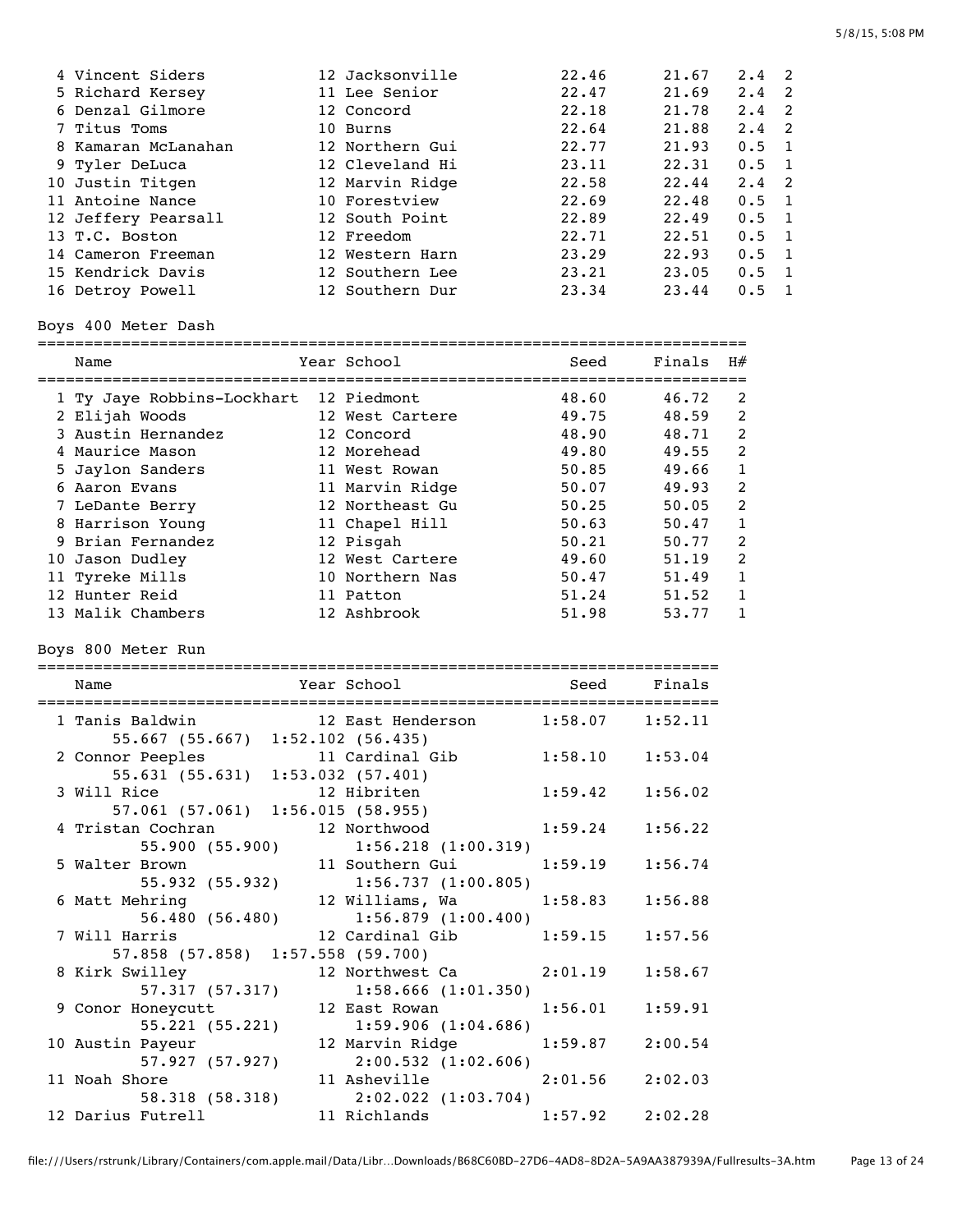| Place | Name | Year | School | Seed | Finals | Wind | H# |
|---|---|---|---|---|---|---|---|
| 4 | Vincent Siders | 12 | Jacksonville | 22.46 | 21.67 | 2.4 | 2 |
| 5 | Richard Kersey | 11 | Lee Senior | 22.47 | 21.69 | 2.4 | 2 |
| 6 | Denzal Gilmore | 12 | Concord | 22.18 | 21.78 | 2.4 | 2 |
| 7 | Titus Toms | 10 | Burns | 22.64 | 21.88 | 2.4 | 2 |
| 8 | Kamaran McLanahan | 12 | Northern Gui | 22.77 | 21.93 | 0.5 | 1 |
| 9 | Tyler DeLuca | 12 | Cleveland Hi | 23.11 | 22.31 | 0.5 | 1 |
| 10 | Justin Titgen | 12 | Marvin Ridge | 22.58 | 22.44 | 2.4 | 2 |
| 11 | Antoine Nance | 10 | Forestview | 22.69 | 22.48 | 0.5 | 1 |
| 12 | Jeffery Pearsall | 12 | South Point | 22.89 | 22.49 | 0.5 | 1 |
| 13 | T.C. Boston | 12 | Freedom | 22.71 | 22.51 | 0.5 | 1 |
| 14 | Cameron Freeman | 12 | Western Harn | 23.29 | 22.93 | 0.5 | 1 |
| 15 | Kendrick Davis | 12 | Southern Lee | 23.21 | 23.05 | 0.5 | 1 |
| 16 | Detroy Powell | 12 | Southern Dur | 23.34 | 23.44 | 0.5 | 1 |

## Boys 400 Meter Dash

| Place | Name | Year | School | Seed | Finals | H# |
|---|---|---|---|---|---|---|
| 1 | Ty Jaye Robbins-Lockhart | 12 | Piedmont | 48.60 | 46.72 | 2 |
| 2 | Elijah Woods | 12 | West Cartere | 49.75 | 48.59 | 2 |
| 3 | Austin Hernandez | 12 | Concord | 48.90 | 48.71 | 2 |
| 4 | Maurice Mason | 12 | Morehead | 49.80 | 49.55 | 2 |
| 5 | Jaylon Sanders | 11 | West Rowan | 50.85 | 49.66 | 1 |
| 6 | Aaron Evans | 11 | Marvin Ridge | 50.07 | 49.93 | 2 |
| 7 | LeDante Berry | 12 | Northeast Gu | 50.25 | 50.05 | 2 |
| 8 | Harrison Young | 11 | Chapel Hill | 50.63 | 50.47 | 1 |
| 9 | Brian Fernandez | 12 | Pisgah | 50.21 | 50.77 | 2 |
| 10 | Jason Dudley | 12 | West Cartere | 49.60 | 51.19 | 2 |
| 11 | Tyreke Mills | 10 | Northern Nas | 50.47 | 51.49 | 1 |
| 12 | Hunter Reid | 11 | Patton | 51.24 | 51.52 | 1 |
| 13 | Malik Chambers | 12 | Ashbrook | 51.98 | 53.77 | 1 |

## Boys 800 Meter Run

| Place | Name | Year | School | Seed | Finals |
|---|---|---|---|---|---|
| 1 | Tanis Baldwin | 12 | East Henderson | 1:58.07 | 1:52.11 |
| | 55.667 (55.667) 1:52.102 (56.435) | | | | |
| 2 | Connor Peeples | 11 | Cardinal Gib | 1:58.10 | 1:53.04 |
| | 55.631 (55.631) 1:53.032 (57.401) | | | | |
| 3 | Will Rice | 12 | Hibriten | 1:59.42 | 1:56.02 |
| | 57.061 (57.061) 1:56.015 (58.955) | | | | |
| 4 | Tristan Cochran | 12 | Northwood | 1:59.24 | 1:56.22 |
| | 55.900 (55.900) 1:56.218 (1:00.319) | | | | |
| 5 | Walter Brown | 11 | Southern Gui | 1:59.19 | 1:56.74 |
| | 55.932 (55.932) 1:56.737 (1:00.805) | | | | |
| 6 | Matt Mehring | 12 | Williams, Wa | 1:58.83 | 1:56.88 |
| | 56.480 (56.480) 1:56.879 (1:00.400) | | | | |
| 7 | Will Harris | 12 | Cardinal Gib | 1:59.15 | 1:57.56 |
| | 57.858 (57.858) 1:57.558 (59.700) | | | | |
| 8 | Kirk Swilley | 12 | Northwest Ca | 2:01.19 | 1:58.67 |
| | 57.317 (57.317) 1:58.666 (1:01.350) | | | | |
| 9 | Conor Honeycutt | 12 | East Rowan | 1:56.01 | 1:59.91 |
| | 55.221 (55.221) 1:59.906 (1:04.686) | | | | |
| 10 | Austin Payeur | 12 | Marvin Ridge | 1:59.87 | 2:00.54 |
| | 57.927 (57.927) 2:00.532 (1:02.606) | | | | |
| 11 | Noah Shore | 11 | Asheville | 2:01.56 | 2:02.03 |
| | 58.318 (58.318) 2:02.022 (1:03.704) | | | | |
| 12 | Darius Futrell | 11 | Richlands | 1:57.92 | 2:02.28 |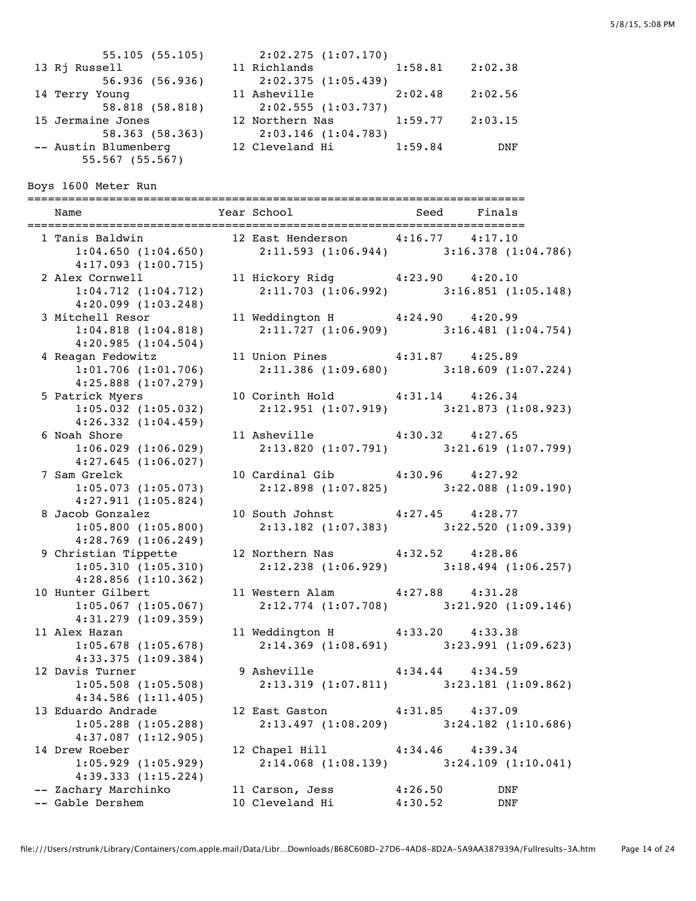| | | | | |
|---|---|---|---|---|
| | 55.105 (55.105) | 2:02.275 (1:07.170) | | |
| 13 Rj Russell | 11 Richlands | | 1:58.81 | 2:02.38 |
| | 56.936 (56.936) | 2:02.375 (1:05.439) | | |
| 14 Terry Young | 11 Asheville | | 2:02.48 | 2:02.56 |
| | 58.818 (58.818) | 2:02.555 (1:03.737) | | |
| 15 Jermaine Jones | 12 Northern Nas | | 1:59.77 | 2:03.15 |
| | 58.363 (58.363) | 2:03.146 (1:04.783) | | |
| -- Austin Blumenberg | 12 Cleveland Hi | | 1:59.84 | DNF |
| | 55.567 (55.567) | | | |

Boys 1600 Meter Run

| Name | Year School | Seed | Finals | |
|---|---|---|---|---|
| 1 Tanis Baldwin | 12 East Henderson | 4:16.77 | 4:17.10 | |
| 1:04.650 (1:04.650) | 2:11.593 (1:06.944) | | | 3:16.378 (1:04.786) |
| 4:17.093 (1:00.715) | | | | |
| 2 Alex Cornwell | 11 Hickory Ridg | 4:23.90 | 4:20.10 | |
| 1:04.712 (1:04.712) | 2:11.703 (1:06.992) | | | 3:16.851 (1:05.148) |
| 4:20.099 (1:03.248) | | | | |
| 3 Mitchell Resor | 11 Weddington H | 4:24.90 | 4:20.99 | |
| 1:04.818 (1:04.818) | 2:11.727 (1:06.909) | | | 3:16.481 (1:04.754) |
| 4:20.985 (1:04.504) | | | | |
| 4 Reagan Fedowitz | 11 Union Pines | 4:31.87 | 4:25.89 | |
| 1:01.706 (1:01.706) | 2:11.386 (1:09.680) | | | 3:18.609 (1:07.224) |
| 4:25.888 (1:07.279) | | | | |
| 5 Patrick Myers | 10 Corinth Hold | 4:31.14 | 4:26.34 | |
| 1:05.032 (1:05.032) | 2:12.951 (1:07.919) | | | 3:21.873 (1:08.923) |
| 4:26.332 (1:04.459) | | | | |
| 6 Noah Shore | 11 Asheville | 4:30.32 | 4:27.65 | |
| 1:06.029 (1:06.029) | 2:13.820 (1:07.791) | | | 3:21.619 (1:07.799) |
| 4:27.645 (1:06.027) | | | | |
| 7 Sam Grelck | 10 Cardinal Gib | 4:30.96 | 4:27.92 | |
| 1:05.073 (1:05.073) | 2:12.898 (1:07.825) | | | 3:22.088 (1:09.190) |
| 4:27.911 (1:05.824) | | | | |
| 8 Jacob Gonzalez | 10 South Johnst | 4:27.45 | 4:28.77 | |
| 1:05.800 (1:05.800) | 2:13.182 (1:07.383) | | | 3:22.520 (1:09.339) |
| 4:28.769 (1:06.249) | | | | |
| 9 Christian Tippette | 12 Northern Nas | 4:32.52 | 4:28.86 | |
| 1:05.310 (1:05.310) | 2:12.238 (1:06.929) | | | 3:18.494 (1:06.257) |
| 4:28.856 (1:10.362) | | | | |
| 10 Hunter Gilbert | 11 Western Alam | 4:27.88 | 4:31.28 | |
| 1:05.067 (1:05.067) | 2:12.774 (1:07.708) | | | 3:21.920 (1:09.146) |
| 4:31.279 (1:09.359) | | | | |
| 11 Alex Hazan | 11 Weddington H | 4:33.20 | 4:33.38 | |
| 1:05.678 (1:05.678) | 2:14.369 (1:08.691) | | | 3:23.991 (1:09.623) |
| 4:33.375 (1:09.384) | | | | |
| 12 Davis Turner | 9 Asheville | 4:34.44 | 4:34.59 | |
| 1:05.508 (1:05.508) | 2:13.319 (1:07.811) | | | 3:23.181 (1:09.862) |
| 4:34.586 (1:11.405) | | | | |
| 13 Eduardo Andrade | 12 East Gaston | 4:31.85 | 4:37.09 | |
| 1:05.288 (1:05.288) | 2:13.497 (1:08.209) | | | 3:24.182 (1:10.686) |
| 4:37.087 (1:12.905) | | | | |
| 14 Drew Roeber | 12 Chapel Hill | 4:34.46 | 4:39.34 | |
| 1:05.929 (1:05.929) | 2:14.068 (1:08.139) | | | 3:24.109 (1:10.041) |
| 4:39.333 (1:15.224) | | | | |
| -- Zachary Marchinko | 11 Carson, Jess | 4:26.50 | DNF | |
| -- Gable Dershem | 10 Cleveland Hi | 4:30.52 | DNF | |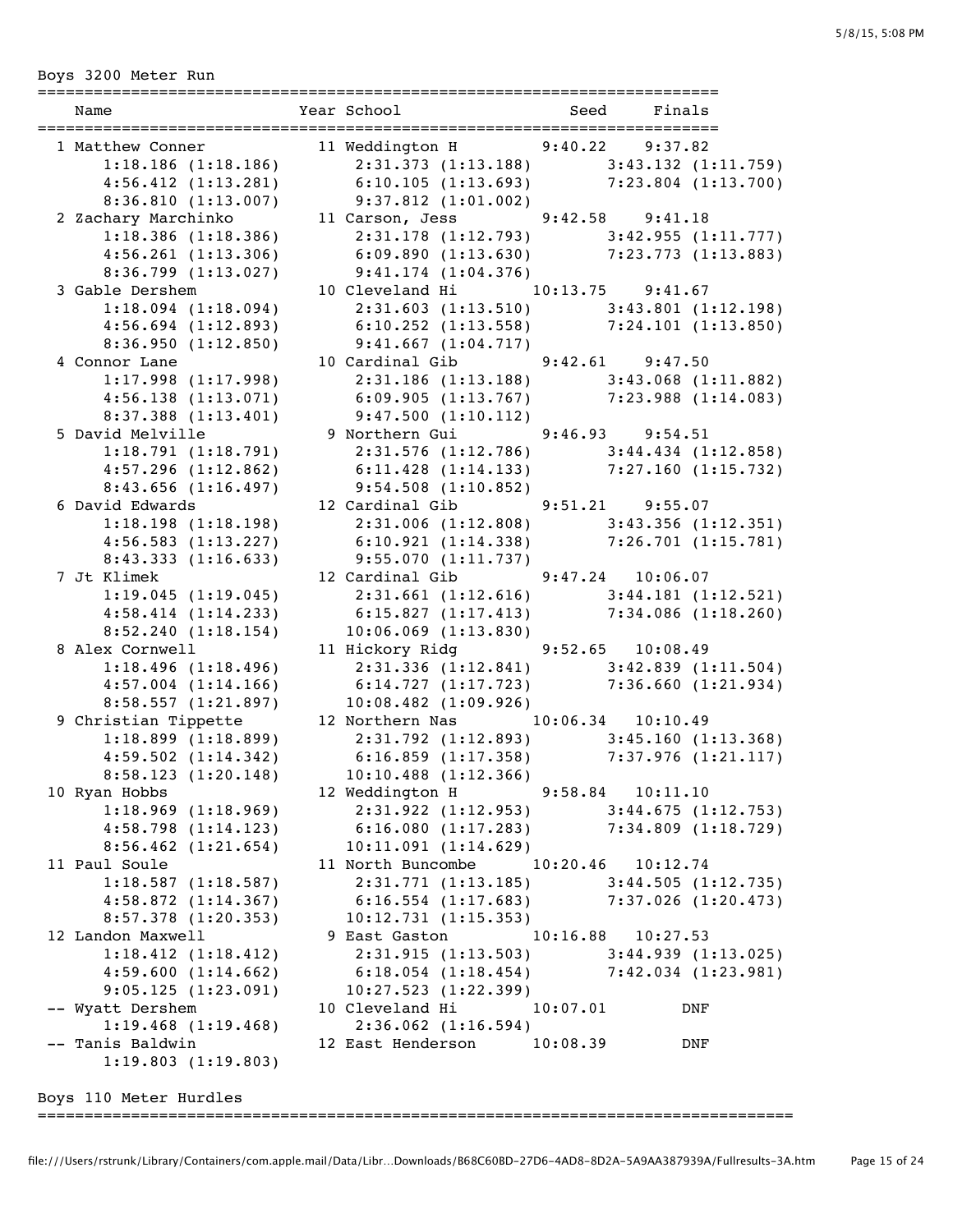## Boys 3200 Meter Run

| Place | Name | Year | School | Seed | Finals |
|---|---|---|---|---|---|
| 1 | Matthew Conner | 11 | Weddington H | 9:40.22 | 9:37.82 |
| | 1:18.186 (1:18.186) | | 2:31.373 (1:13.188) | | 3:43.132 (1:11.759) |
| | 4:56.412 (1:13.281) | | 6:10.105 (1:13.693) | | 7:23.804 (1:13.700) |
| | 8:36.810 (1:13.007) | | 9:37.812 (1:01.002) | | |
| 2 | Zachary Marchinko | 11 | Carson, Jess | 9:42.58 | 9:41.18 |
| | 1:18.386 (1:18.386) | | 2:31.178 (1:12.793) | | 3:42.955 (1:11.777) |
| | 4:56.261 (1:13.306) | | 6:09.890 (1:13.630) | | 7:23.773 (1:13.883) |
| | 8:36.799 (1:13.027) | | 9:41.174 (1:04.376) | | |
| 3 | Gable Dershem | 10 | Cleveland Hi | 10:13.75 | 9:41.67 |
| | 1:18.094 (1:18.094) | | 2:31.603 (1:13.510) | | 3:43.801 (1:12.198) |
| | 4:56.694 (1:12.893) | | 6:10.252 (1:13.558) | | 7:24.101 (1:13.850) |
| | 8:36.950 (1:12.850) | | 9:41.667 (1:04.717) | | |
| 4 | Connor Lane | 10 | Cardinal Gib | 9:42.61 | 9:47.50 |
| | 1:17.998 (1:17.998) | | 2:31.186 (1:13.188) | | 3:43.068 (1:11.882) |
| | 4:56.138 (1:13.071) | | 6:09.905 (1:13.767) | | 7:23.988 (1:14.083) |
| | 8:37.388 (1:13.401) | | 9:47.500 (1:10.112) | | |
| 5 | David Melville | 9 | Northern Gui | 9:46.93 | 9:54.51 |
| | 1:18.791 (1:18.791) | | 2:31.576 (1:12.786) | | 3:44.434 (1:12.858) |
| | 4:57.296 (1:12.862) | | 6:11.428 (1:14.133) | | 7:27.160 (1:15.732) |
| | 8:43.656 (1:16.497) | | 9:54.508 (1:10.852) | | |
| 6 | David Edwards | 12 | Cardinal Gib | 9:51.21 | 9:55.07 |
| | 1:18.198 (1:18.198) | | 2:31.006 (1:12.808) | | 3:43.356 (1:12.351) |
| | 4:56.583 (1:13.227) | | 6:10.921 (1:14.338) | | 7:26.701 (1:15.781) |
| | 8:43.333 (1:16.633) | | 9:55.070 (1:11.737) | | |
| 7 | Jt Klimek | 12 | Cardinal Gib | 9:47.24 | 10:06.07 |
| | 1:19.045 (1:19.045) | | 2:31.661 (1:12.616) | | 3:44.181 (1:12.521) |
| | 4:58.414 (1:14.233) | | 6:15.827 (1:17.413) | | 7:34.086 (1:18.260) |
| | 8:52.240 (1:18.154) | | 10:06.069 (1:13.830) | | |
| 8 | Alex Cornwell | 11 | Hickory Ridg | 9:52.65 | 10:08.49 |
| | 1:18.496 (1:18.496) | | 2:31.336 (1:12.841) | | 3:42.839 (1:11.504) |
| | 4:57.004 (1:14.166) | | 6:14.727 (1:17.723) | | 7:36.660 (1:21.934) |
| | 8:58.557 (1:21.897) | | 10:08.482 (1:09.926) | | |
| 9 | Christian Tippette | 12 | Northern Nas | 10:06.34 | 10:10.49 |
| | 1:18.899 (1:18.899) | | 2:31.792 (1:12.893) | | 3:45.160 (1:13.368) |
| | 4:59.502 (1:14.342) | | 6:16.859 (1:17.358) | | 7:37.976 (1:21.117) |
| | 8:58.123 (1:20.148) | | 10:10.488 (1:12.366) | | |
| 10 | Ryan Hobbs | 12 | Weddington H | 9:58.84 | 10:11.10 |
| | 1:18.969 (1:18.969) | | 2:31.922 (1:12.953) | | 3:44.675 (1:12.753) |
| | 4:58.798 (1:14.123) | | 6:16.080 (1:17.283) | | 7:34.809 (1:18.729) |
| | 8:56.462 (1:21.654) | | 10:11.091 (1:14.629) | | |
| 11 | Paul Soule | 11 | North Buncombe | 10:20.46 | 10:12.74 |
| | 1:18.587 (1:18.587) | | 2:31.771 (1:13.185) | | 3:44.505 (1:12.735) |
| | 4:58.872 (1:14.367) | | 6:16.554 (1:17.683) | | 7:37.026 (1:20.473) |
| | 8:57.378 (1:20.353) | | 10:12.731 (1:15.353) | | |
| 12 | Landon Maxwell | 9 | East Gaston | 10:16.88 | 10:27.53 |
| | 1:18.412 (1:18.412) | | 2:31.915 (1:13.503) | | 3:44.939 (1:13.025) |
| | 4:59.600 (1:14.662) | | 6:18.054 (1:18.454) | | 7:42.034 (1:23.981) |
| | 9:05.125 (1:23.091) | | 10:27.523 (1:22.399) | | |
| -- | Wyatt Dershem | 10 | Cleveland Hi | 10:07.01 | DNF |
| | 1:19.468 (1:19.468) | | 2:36.062 (1:16.594) | | |
| -- | Tanis Baldwin | 12 | East Henderson | 10:08.39 | DNF |
| | 1:19.803 (1:19.803) | | | | |

## Boys 110 Meter Hurdles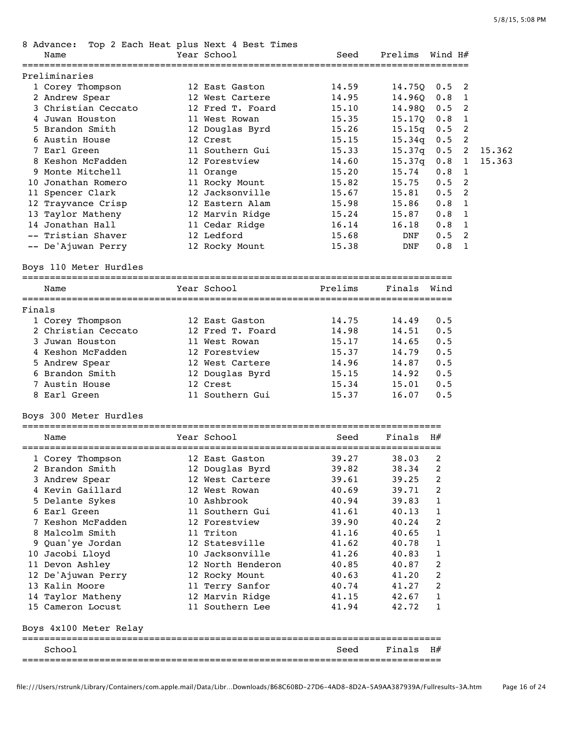8 Advance: Top 2 Each Heat plus Next 4 Best Times

| | Name | Year | School | Seed | Prelims | Wind | H# | |
|---|---|---|---|---|---|---|---|---|
| **Preliminaries** | | | | | | | | |
| 1 | Corey Thompson | 12 | East Gaston | 14.59 | 14.75Q | 0.5 | 2 | |
| 2 | Andrew Spear | 12 | West Cartere | 14.95 | 14.96Q | 0.8 | 1 | |
| 3 | Christian Ceccato | 12 | Fred T. Foard | 15.10 | 14.98Q | 0.5 | 2 | |
| 4 | Juwan Houston | 11 | West Rowan | 15.35 | 15.17Q | 0.8 | 1 | |
| 5 | Brandon Smith | 12 | Douglas Byrd | 15.26 | 15.15q | 0.5 | 2 | |
| 6 | Austin House | 12 | Crest | 15.15 | 15.34q | 0.5 | 2 | |
| 7 | Earl Green | 11 | Southern Gui | 15.33 | 15.37q | 0.5 | 2 | 15.362 |
| 8 | Keshon McFadden | 12 | Forestview | 14.60 | 15.37q | 0.8 | 1 | 15.363 |
| 9 | Monte Mitchell | 11 | Orange | 15.20 | 15.74 | 0.8 | 1 | |
| 10 | Jonathan Romero | 11 | Rocky Mount | 15.82 | 15.75 | 0.5 | 2 | |
| 11 | Spencer Clark | 12 | Jacksonville | 15.67 | 15.81 | 0.5 | 2 | |
| 12 | Trayvance Crisp | 12 | Eastern Alam | 15.98 | 15.86 | 0.8 | 1 | |
| 13 | Taylor Matheny | 12 | Marvin Ridge | 15.24 | 15.87 | 0.8 | 1 | |
| 14 | Jonathan Hall | 11 | Cedar Ridge | 16.14 | 16.18 | 0.8 | 1 | |
| -- | Tristian Shaver | 12 | Ledford | 15.68 | DNF | 0.5 | 2 | |
| -- | De'Ajuwan Perry | 12 | Rocky Mount | 15.38 | DNF | 0.8 | 1 | |

## Boys 110 Meter Hurdles

| | Name | Year | School | Prelims | Finals | Wind |
|---|---|---|---|---|---|---|
| **Finals** | | | | | | |
| 1 | Corey Thompson | 12 | East Gaston | 14.75 | 14.49 | 0.5 |
| 2 | Christian Ceccato | 12 | Fred T. Foard | 14.98 | 14.51 | 0.5 |
| 3 | Juwan Houston | 11 | West Rowan | 15.17 | 14.65 | 0.5 |
| 4 | Keshon McFadden | 12 | Forestview | 15.37 | 14.79 | 0.5 |
| 5 | Andrew Spear | 12 | West Cartere | 14.96 | 14.87 | 0.5 |
| 6 | Brandon Smith | 12 | Douglas Byrd | 15.15 | 14.92 | 0.5 |
| 7 | Austin House | 12 | Crest | 15.34 | 15.01 | 0.5 |
| 8 | Earl Green | 11 | Southern Gui | 15.37 | 16.07 | 0.5 |

## Boys 300 Meter Hurdles

| | Name | Year | School | Seed | Finals | H# |
|---|---|---|---|---|---|---|
| 1 | Corey Thompson | 12 | East Gaston | 39.27 | 38.03 | 2 |
| 2 | Brandon Smith | 12 | Douglas Byrd | 39.82 | 38.34 | 2 |
| 3 | Andrew Spear | 12 | West Cartere | 39.61 | 39.25 | 2 |
| 4 | Kevin Gaillard | 12 | West Rowan | 40.69 | 39.71 | 2 |
| 5 | Delante Sykes | 10 | Ashbrook | 40.94 | 39.83 | 1 |
| 6 | Earl Green | 11 | Southern Gui | 41.61 | 40.13 | 1 |
| 7 | Keshon McFadden | 12 | Forestview | 39.90 | 40.24 | 2 |
| 8 | Malcolm Smith | 11 | Triton | 41.16 | 40.65 | 1 |
| 9 | Quan'ye Jordan | 12 | Statesville | 41.62 | 40.78 | 1 |
| 10 | Jacobi Lloyd | 10 | Jacksonville | 41.26 | 40.83 | 1 |
| 11 | Devon Ashley | 12 | North Henderon | 40.85 | 40.87 | 2 |
| 12 | De'Ajuwan Perry | 12 | Rocky Mount | 40.63 | 41.20 | 2 |
| 13 | Kalin Moore | 11 | Terry Sanfor | 40.74 | 41.27 | 2 |
| 14 | Taylor Matheny | 12 | Marvin Ridge | 41.15 | 42.67 | 1 |
| 15 | Cameron Locust | 11 | Southern Lee | 41.94 | 42.72 | 1 |

## Boys 4x100 Meter Relay

| School | Seed | Finals | H# |
|---|---|---|---|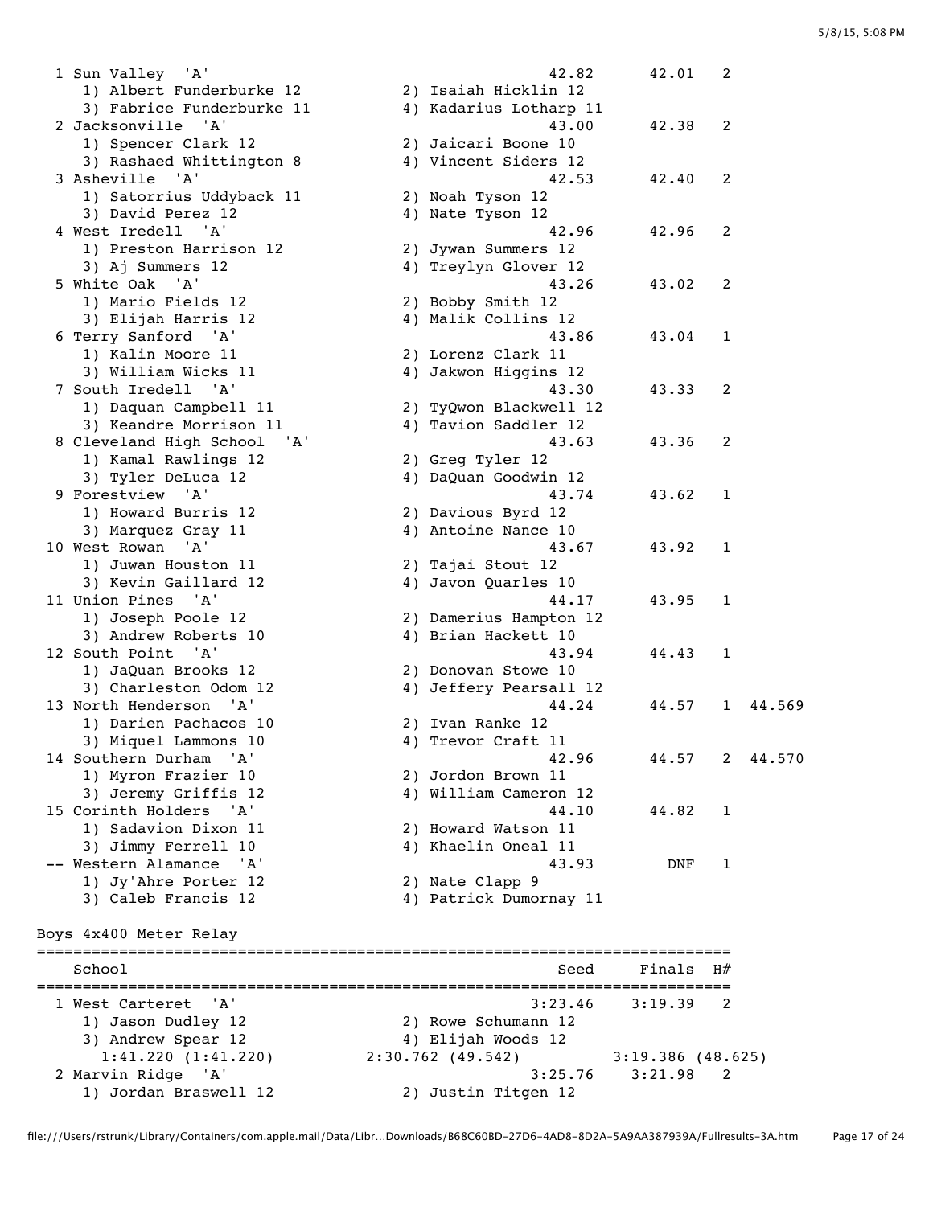```
  1 Sun Valley  'A'                                      42.82      42.01   2
     1) Albert Funderburke 12          2) Isaiah Hicklin 12
     3) Fabrice Funderburke 11         4) Kadarius Lotharp 11
  2 Jacksonville  'A'                                    43.00      42.38   2
     1) Spencer Clark 12               2) Jaicari Boone 10
     3) Rashaed Whittington 8          4) Vincent Siders 12
  3 Asheville  'A'                                       42.53      42.40   2
     1) Satorrius Uddyback 11          2) Noah Tyson 12
     3) David Perez 12                 4) Nate Tyson 12
  4 West Iredell  'A'                                    42.96      42.96   2
     1) Preston Harrison 12            2) Jywan Summers 12
     3) Aj Summers 12                  4) Treylyn Glover 12
  5 White Oak  'A'                                       43.26      43.02   2
     1) Mario Fields 12                2) Bobby Smith 12
     3) Elijah Harris 12               4) Malik Collins 12
  6 Terry Sanford  'A'                                   43.86      43.04   1
     1) Kalin Moore 11                 2) Lorenz Clark 11
     3) William Wicks 11               4) Jakwon Higgins 12
  7 South Iredell  'A'                                   43.30      43.33   2
     1) Daquan Campbell 11             2) TyQwon Blackwell 12
     3) Keandre Morrison 11            4) Tavion Saddler 12
  8 Cleveland High School  'A'                           43.63      43.36   2
     1) Kamal Rawlings 12              2) Greg Tyler 12
     3) Tyler DeLuca 12                4) DaQuan Goodwin 12
  9 Forestview  'A'                                      43.74      43.62   1
     1) Howard Burris 12               2) Davious Byrd 12
     3) Marquez Gray 11                4) Antoine Nance 10
 10 West Rowan  'A'                                      43.67      43.92   1
     1) Juwan Houston 11               2) Tajai Stout 12
     3) Kevin Gaillard 12              4) Javon Quarles 10
 11 Union Pines  'A'                                     44.17      43.95   1
     1) Joseph Poole 12                2) Damerius Hampton 12
     3) Andrew Roberts 10              4) Brian Hackett 10
 12 South Point  'A'                                     43.94      44.43   1
     1) JaQuan Brooks 12               2) Donovan Stowe 10
     3) Charleston Odom 12             4) Jeffery Pearsall 12
 13 North Henderson  'A'                                 44.24      44.57   1  44.569
     1) Darien Pachacos 10             2) Ivan Ranke 12
     3) Miquel Lammons 10              4) Trevor Craft 11
 14 Southern Durham  'A'                                 42.96      44.57   2  44.570
     1) Myron Frazier 10               2) Jordon Brown 11
     3) Jeremy Griffis 12              4) William Cameron 12
 15 Corinth Holders  'A'                                 44.10      44.82   1
     1) Sadavion Dixon 11              2) Howard Watson 11
     3) Jimmy Ferrell 10               4) Khaelin Oneal 11
 -- Western Alamance  'A'                                43.93        DNF   1
     1) Jy'Ahre Porter 12              2) Nate Clapp 9
     3) Caleb Francis 12               4) Patrick Dumornay 11
```

Boys 4x400 Meter Relay

```
==========================================================================
    School                                               Seed    Finals  H#
==========================================================================
  1 West Carteret  'A'                                3:23.46   3:19.39   2
     1) Jason Dudley 12                2) Rowe Schumann 12
     3) Andrew Spear 12                4) Elijah Woods 12
       1:41.220 (1:41.220)        2:30.762 (49.542)        3:19.386 (48.625)
  2 Marvin Ridge  'A'                                 3:25.76   3:21.98   2
     1) Jordan Braswell 12             2) Justin Titgen 12
```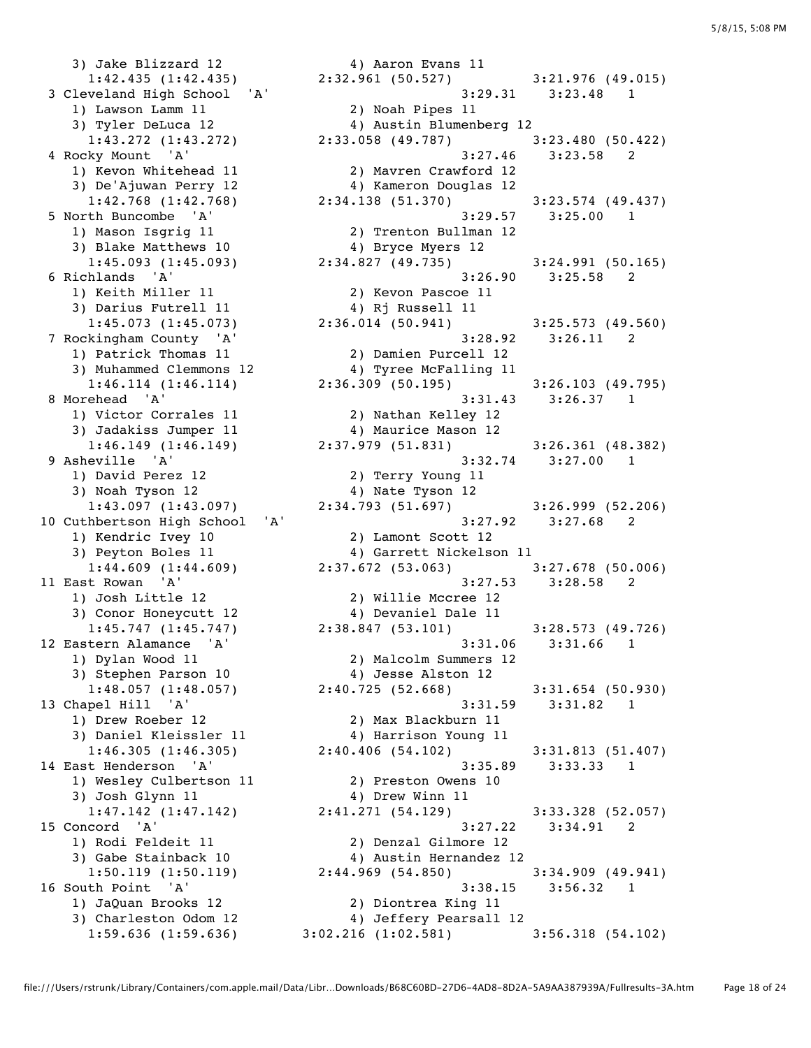```
    3) Jake Blizzard 12               4) Aaron Evans 11
       1:42.435 (1:42.435)        2:32.961 (50.527)         3:21.976 (49.015)
  3 Cleveland High School  'A'                          3:29.31    3:23.48   1
    1) Lawson Lamm 11                 2) Noah Pipes 11
    3) Tyler DeLuca 12                4) Austin Blumenberg 12
       1:43.272 (1:43.272)        2:33.058 (49.787)         3:23.480 (50.422)
  4 Rocky Mount  'A'                                    3:27.46    3:23.58   2
    1) Kevon Whitehead 11             2) Mavren Crawford 12
    3) De'Ajuwan Perry 12             4) Kameron Douglas 12
       1:42.768 (1:42.768)        2:34.138 (51.370)         3:23.574 (49.437)
  5 North Buncombe  'A'                                 3:29.57    3:25.00   1
    1) Mason Isgrig 11                2) Trenton Bullman 12
    3) Blake Matthews 10              4) Bryce Myers 12
       1:45.093 (1:45.093)        2:34.827 (49.735)         3:24.991 (50.165)
  6 Richlands  'A'                                      3:26.90    3:25.58   2
    1) Keith Miller 11                2) Kevon Pascoe 11
    3) Darius Futrell 11              4) Rj Russell 11
       1:45.073 (1:45.073)        2:36.014 (50.941)         3:25.573 (49.560)
  7 Rockingham County  'A'                              3:28.92    3:26.11   2
    1) Patrick Thomas 11              2) Damien Purcell 12
    3) Muhammed Clemmons 12           4) Tyree McFalling 11
       1:46.114 (1:46.114)        2:36.309 (50.195)         3:26.103 (49.795)
  8 Morehead  'A'                                       3:31.43    3:26.37   1
    1) Victor Corrales 11             2) Nathan Kelley 12
    3) Jadakiss Jumper 11             4) Maurice Mason 12
       1:46.149 (1:46.149)        2:37.979 (51.831)         3:26.361 (48.382)
  9 Asheville  'A'                                      3:32.74    3:27.00   1
    1) David Perez 12                 2) Terry Young 11
    3) Noah Tyson 12                  4) Nate Tyson 12
       1:43.097 (1:43.097)        2:34.793 (51.697)         3:26.999 (52.206)
 10 Cuthbertson High School  'A'                        3:27.92    3:27.68   2
    1) Kendric Ivey 10                2) Lamont Scott 12
    3) Peyton Boles 11                4) Garrett Nickelson 11
       1:44.609 (1:44.609)        2:37.672 (53.063)         3:27.678 (50.006)
 11 East Rowan  'A'                                     3:27.53    3:28.58   2
    1) Josh Little 12                 2) Willie Mccree 12
    3) Conor Honeycutt 12             4) Devaniel Dale 11
       1:45.747 (1:45.747)        2:38.847 (53.101)         3:28.573 (49.726)
 12 Eastern Alamance  'A'                               3:31.06    3:31.66   1
    1) Dylan Wood 11                  2) Malcolm Summers 12
    3) Stephen Parson 10              4) Jesse Alston 12
       1:48.057 (1:48.057)        2:40.725 (52.668)         3:31.654 (50.930)
 13 Chapel Hill  'A'                                    3:31.59    3:31.82   1
    1) Drew Roeber 12                 2) Max Blackburn 11
    3) Daniel Kleissler 11            4) Harrison Young 11
       1:46.305 (1:46.305)        2:40.406 (54.102)         3:31.813 (51.407)
 14 East Henderson  'A'                                 3:35.89    3:33.33   1
    1) Wesley Culbertson 11           2) Preston Owens 10
    3) Josh Glynn 11                  4) Drew Winn 11
       1:47.142 (1:47.142)        2:41.271 (54.129)         3:33.328 (52.057)
 15 Concord  'A'                                        3:27.22    3:34.91   2
    1) Rodi Feldeit 11                2) Denzal Gilmore 12
    3) Gabe Stainback 10              4) Austin Hernandez 12
       1:50.119 (1:50.119)        2:44.969 (54.850)         3:34.909 (49.941)
 16 South Point  'A'                                    3:38.15    3:56.32   1
    1) JaQuan Brooks 12               2) Diontrea King 11
    3) Charleston Odom 12             4) Jeffery Pearsall 12
       1:59.636 (1:59.636)       3:02.216 (1:02.581)        3:56.318 (54.102)
```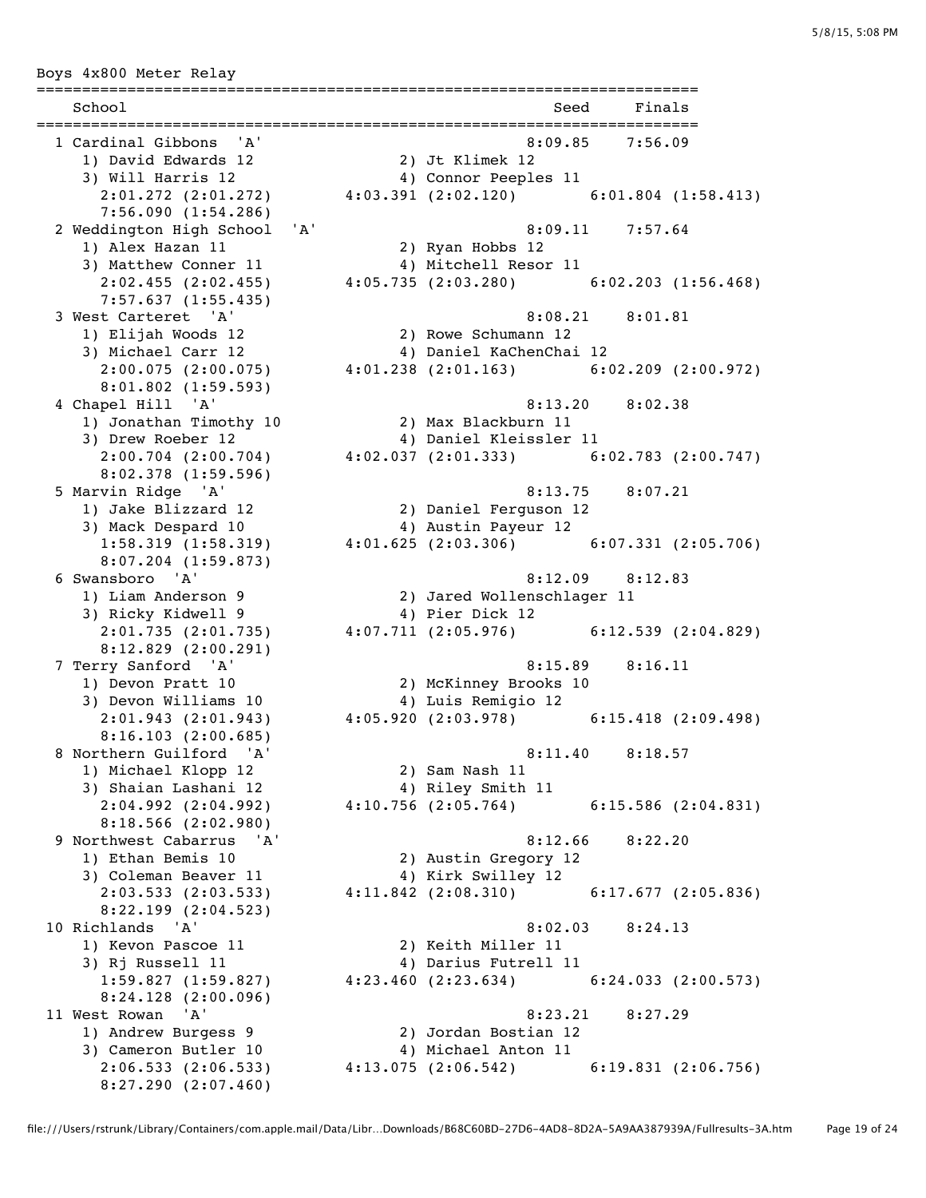Boys 4x800 Meter Relay

```
=========================================================================
    School                                           Seed     Finals
=========================================================================
  1 Cardinal Gibbons  'A'                          8:09.85    7:56.09
     1) David Edwards 12               2) Jt Klimek 12
     3) Will Harris 12                 4) Connor Peeples 11
       2:01.272 (2:01.272)      4:03.391 (2:02.120)      6:01.804 (1:58.413)
       7:56.090 (1:54.286)
  2 Weddington High School  'A'                    8:09.11    7:57.64
     1) Alex Hazan 11                  2) Ryan Hobbs 12
     3) Matthew Conner 11              4) Mitchell Resor 11
       2:02.455 (2:02.455)      4:05.735 (2:03.280)      6:02.203 (1:56.468)
       7:57.637 (1:55.435)
  3 West Carteret  'A'                             8:08.21    8:01.81
     1) Elijah Woods 12                2) Rowe Schumann 12
     3) Michael Carr 12                4) Daniel KaChenChai 12
       2:00.075 (2:00.075)      4:01.238 (2:01.163)      6:02.209 (2:00.972)
       8:01.802 (1:59.593)
  4 Chapel Hill  'A'                               8:13.20    8:02.38
     1) Jonathan Timothy 10            2) Max Blackburn 11
     3) Drew Roeber 12                 4) Daniel Kleissler 11
       2:00.704 (2:00.704)      4:02.037 (2:01.333)      6:02.783 (2:00.747)
       8:02.378 (1:59.596)
  5 Marvin Ridge  'A'                              8:13.75    8:07.21
     1) Jake Blizzard 12               2) Daniel Ferguson 12
     3) Mack Despard 10                4) Austin Payeur 12
       1:58.319 (1:58.319)      4:01.625 (2:03.306)      6:07.331 (2:05.706)
       8:07.204 (1:59.873)
  6 Swansboro  'A'                                 8:12.09    8:12.83
     1) Liam Anderson 9                2) Jared Wollenschlager 11
     3) Ricky Kidwell 9                4) Pier Dick 12
       2:01.735 (2:01.735)      4:07.711 (2:05.976)      6:12.539 (2:04.829)
       8:12.829 (2:00.291)
  7 Terry Sanford  'A'                             8:15.89    8:16.11
     1) Devon Pratt 10                 2) McKinney Brooks 10
     3) Devon Williams 10              4) Luis Remigio 12
       2:01.943 (2:01.943)      4:05.920 (2:03.978)      6:15.418 (2:09.498)
       8:16.103 (2:00.685)
  8 Northern Guilford  'A'                         8:11.40    8:18.57
     1) Michael Klopp 12               2) Sam Nash 11
     3) Shaian Lashani 12              4) Riley Smith 11
       2:04.992 (2:04.992)      4:10.756 (2:05.764)      6:15.586 (2:04.831)
       8:18.566 (2:02.980)
  9 Northwest Cabarrus  'A'                        8:12.66    8:22.20
     1) Ethan Bemis 10                 2) Austin Gregory 12
     3) Coleman Beaver 11              4) Kirk Swilley 12
       2:03.533 (2:03.533)      4:11.842 (2:08.310)      6:17.677 (2:05.836)
       8:22.199 (2:04.523)
 10 Richlands  'A'                                 8:02.03    8:24.13
     1) Kevon Pascoe 11                2) Keith Miller 11
     3) Rj Russell 11                  4) Darius Futrell 11
       1:59.827 (1:59.827)      4:23.460 (2:23.634)      6:24.033 (2:00.573)
       8:24.128 (2:00.096)
 11 West Rowan  'A'                                8:23.21    8:27.29
     1) Andrew Burgess 9               2) Jordan Bostian 12
     3) Cameron Butler 10              4) Michael Anton 11
       2:06.533 (2:06.533)      4:13.075 (2:06.542)      6:19.831 (2:06.756)
       8:27.290 (2:07.460)
```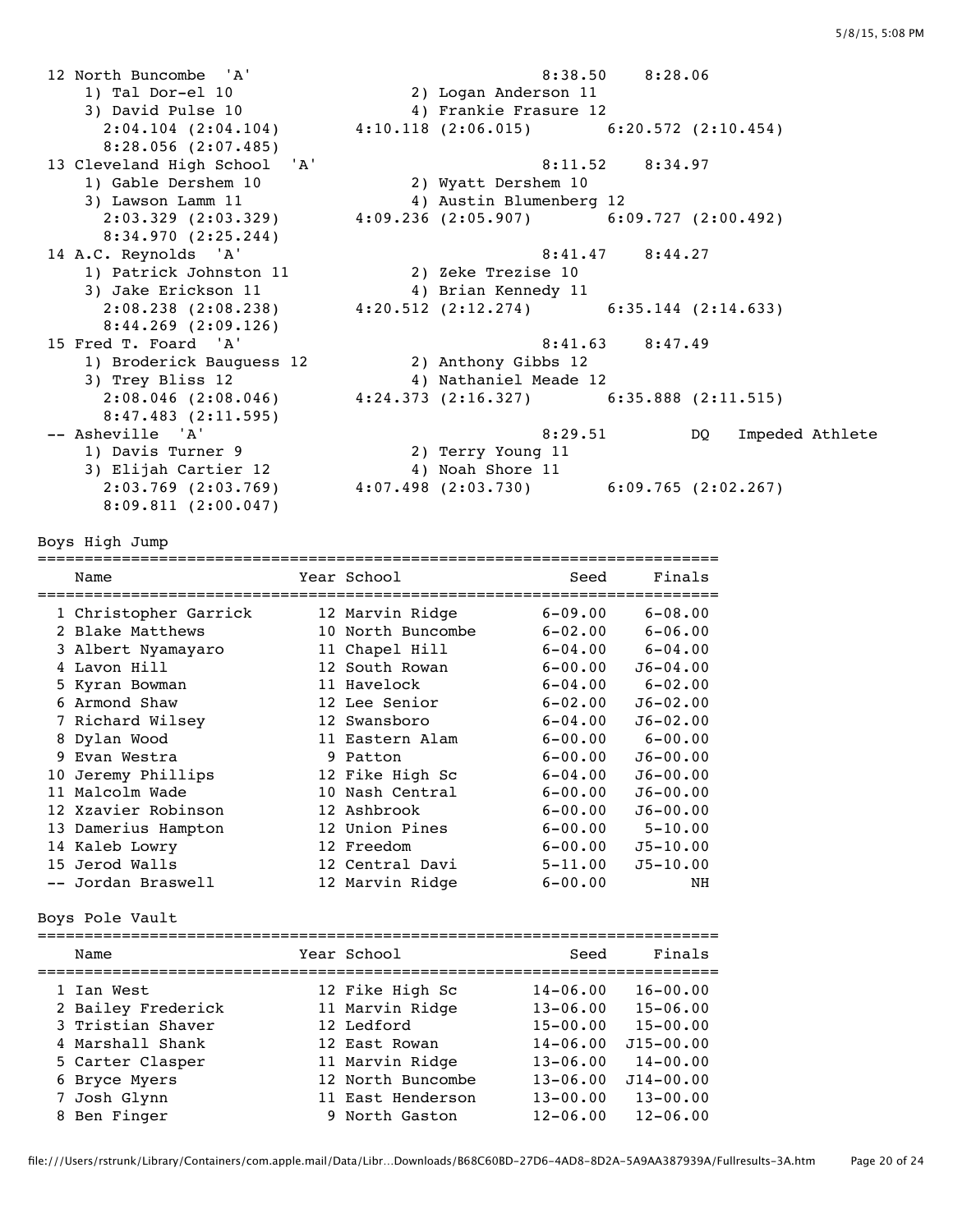```
12 North Buncombe  'A'                             8:38.50    8:28.06
    1) Tal Dor-el 10                 2) Logan Anderson 11
    3) David Pulse 10                4) Frankie Frasure 12
      2:04.104 (2:04.104)      4:10.118 (2:06.015)       6:20.572 (2:10.454)
      8:28.056 (2:07.485)
13 Cleveland High School  'A'                      8:11.52    8:34.97
    1) Gable Dershem 10              2) Wyatt Dershem 10
    3) Lawson Lamm 11                4) Austin Blumenberg 12
      2:03.329 (2:03.329)      4:09.236 (2:05.907)       6:09.727 (2:00.492)
      8:34.970 (2:25.244)
14 A.C. Reynolds  'A'                              8:41.47    8:44.27
    1) Patrick Johnston 11           2) Zeke Trezise 10
    3) Jake Erickson 11              4) Brian Kennedy 11
      2:08.238 (2:08.238)      4:20.512 (2:12.274)       6:35.144 (2:14.633)
      8:44.269 (2:09.126)
15 Fred T. Foard  'A'                              8:41.63    8:47.49
    1) Broderick Bauguess 12         2) Anthony Gibbs 12
    3) Trey Bliss 12                 4) Nathaniel Meade 12
      2:08.046 (2:08.046)      4:24.373 (2:16.327)       6:35.888 (2:11.515)
      8:47.483 (2:11.595)
-- Asheville  'A'                                  8:29.51         DQ   Impeded Athlete
    1) Davis Turner 9                2) Terry Young 11
    3) Elijah Cartier 12             4) Noah Shore 11
      2:03.769 (2:03.769)      4:07.498 (2:03.730)       6:09.765 (2:02.267)
      8:09.811 (2:00.047)
```

Boys High Jump

| | Name | Year | School | Seed | Finals |
|---|---|---|---|---|---|
| 1 | Christopher Garrick | 12 | Marvin Ridge | 6-09.00 | 6-08.00 |
| 2 | Blake Matthews | 10 | North Buncombe | 6-02.00 | 6-06.00 |
| 3 | Albert Nyamayaro | 11 | Chapel Hill | 6-04.00 | 6-04.00 |
| 4 | Lavon Hill | 12 | South Rowan | 6-00.00 | J6-04.00 |
| 5 | Kyran Bowman | 11 | Havelock | 6-04.00 | 6-02.00 |
| 6 | Armond Shaw | 12 | Lee Senior | 6-02.00 | J6-02.00 |
| 7 | Richard Wilsey | 12 | Swansboro | 6-04.00 | J6-02.00 |
| 8 | Dylan Wood | 11 | Eastern Alam | 6-00.00 | 6-00.00 |
| 9 | Evan Westra | 9 | Patton | 6-00.00 | J6-00.00 |
| 10 | Jeremy Phillips | 12 | Fike High Sc | 6-04.00 | J6-00.00 |
| 11 | Malcolm Wade | 10 | Nash Central | 6-00.00 | J6-00.00 |
| 12 | Xzavier Robinson | 12 | Ashbrook | 6-00.00 | J6-00.00 |
| 13 | Damerius Hampton | 12 | Union Pines | 6-00.00 | 5-10.00 |
| 14 | Kaleb Lowry | 12 | Freedom | 6-00.00 | J5-10.00 |
| 15 | Jerod Walls | 12 | Central Davi | 5-11.00 | J5-10.00 |
| -- | Jordan Braswell | 12 | Marvin Ridge | 6-00.00 | NH |

Boys Pole Vault

| | Name | Year | School | Seed | Finals |
|---|---|---|---|---|---|
| 1 | Ian West | 12 | Fike High Sc | 14-06.00 | 16-00.00 |
| 2 | Bailey Frederick | 11 | Marvin Ridge | 13-06.00 | 15-06.00 |
| 3 | Tristian Shaver | 12 | Ledford | 15-00.00 | 15-00.00 |
| 4 | Marshall Shank | 12 | East Rowan | 14-06.00 | J15-00.00 |
| 5 | Carter Clasper | 11 | Marvin Ridge | 13-06.00 | 14-00.00 |
| 6 | Bryce Myers | 12 | North Buncombe | 13-06.00 | J14-00.00 |
| 7 | Josh Glynn | 11 | East Henderson | 13-00.00 | 13-00.00 |
| 8 | Ben Finger | 9 | North Gaston | 12-06.00 | 12-06.00 |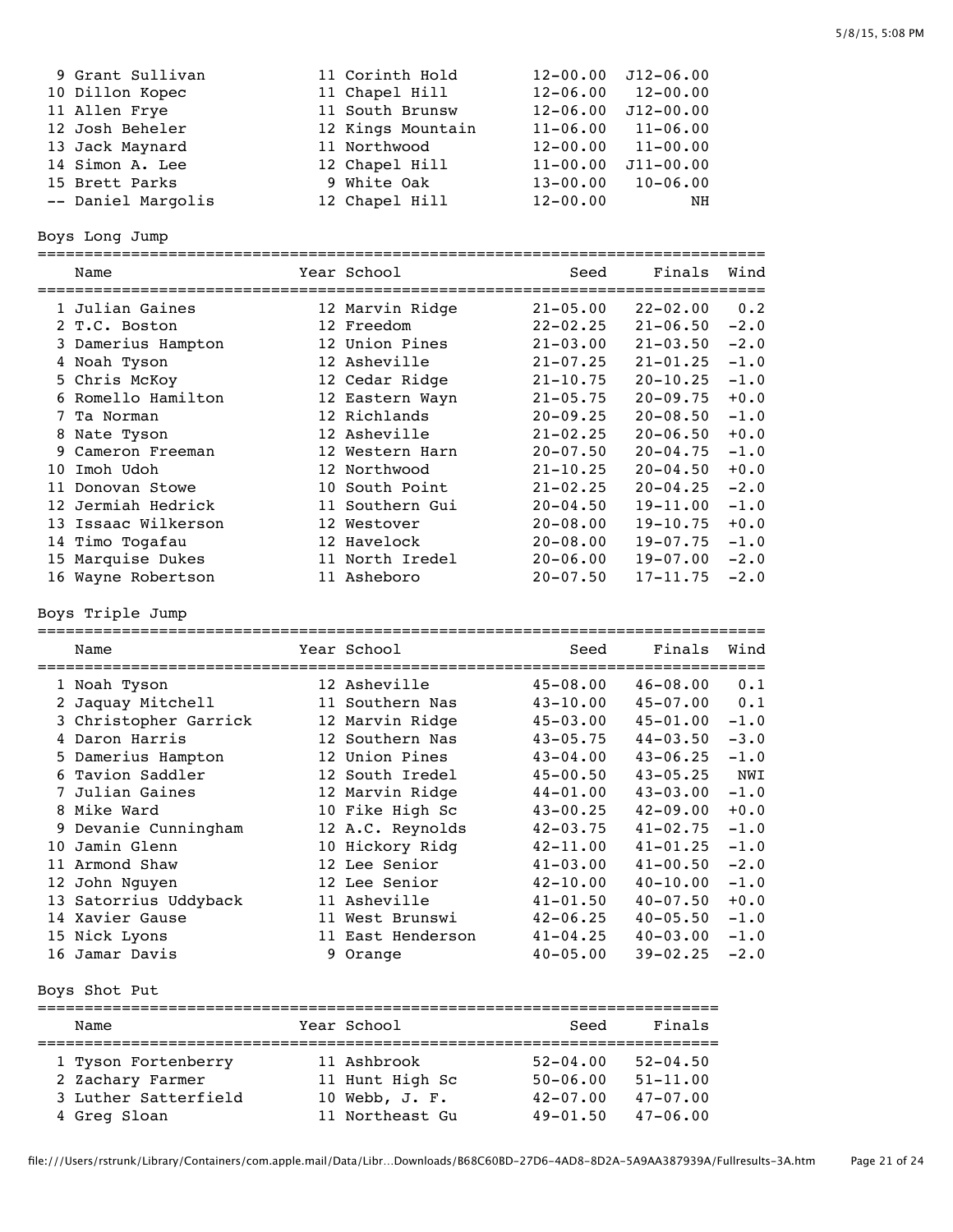| Place | Name | Year | School | Seed | Finals |
|---|---|---|---|---|---|
| 9 | Grant Sullivan | 11 | Corinth Hold | 12-00.00 | J12-06.00 |
| 10 | Dillon Kopec | 11 | Chapel Hill | 12-06.00 | 12-00.00 |
| 11 | Allen Frye | 11 | South Brunsw | 12-06.00 | J12-00.00 |
| 12 | Josh Beheler | 12 | Kings Mountain | 11-06.00 | 11-06.00 |
| 13 | Jack Maynard | 11 | Northwood | 12-00.00 | 11-00.00 |
| 14 | Simon A. Lee | 12 | Chapel Hill | 11-00.00 | J11-00.00 |
| 15 | Brett Parks | 9 | White Oak | 13-00.00 | 10-06.00 |
| -- | Daniel Margolis | 12 | Chapel Hill | 12-00.00 | NH |

Boys Long Jump

| Place | Name | Year | School | Seed | Finals | Wind |
|---|---|---|---|---|---|---|
| 1 | Julian Gaines | 12 | Marvin Ridge | 21-05.00 | 22-02.00 | 0.2 |
| 2 | T.C. Boston | 12 | Freedom | 22-02.25 | 21-06.50 | -2.0 |
| 3 | Damerius Hampton | 12 | Union Pines | 21-03.00 | 21-03.50 | -2.0 |
| 4 | Noah Tyson | 12 | Asheville | 21-07.25 | 21-01.25 | -1.0 |
| 5 | Chris McKoy | 12 | Cedar Ridge | 21-10.75 | 20-10.25 | -1.0 |
| 6 | Romello Hamilton | 12 | Eastern Wayn | 21-05.75 | 20-09.75 | +0.0 |
| 7 | Ta Norman | 12 | Richlands | 20-09.25 | 20-08.50 | -1.0 |
| 8 | Nate Tyson | 12 | Asheville | 21-02.25 | 20-06.50 | +0.0 |
| 9 | Cameron Freeman | 12 | Western Harn | 20-07.50 | 20-04.75 | -1.0 |
| 10 | Imoh Udoh | 12 | Northwood | 21-10.25 | 20-04.50 | +0.0 |
| 11 | Donovan Stowe | 10 | South Point | 21-02.25 | 20-04.25 | -2.0 |
| 12 | Jermiah Hedrick | 11 | Southern Gui | 20-04.50 | 19-11.00 | -1.0 |
| 13 | Issaac Wilkerson | 12 | Westover | 20-08.00 | 19-10.75 | +0.0 |
| 14 | Timo Togafau | 12 | Havelock | 20-08.00 | 19-07.75 | -1.0 |
| 15 | Marquise Dukes | 11 | North Iredel | 20-06.00 | 19-07.00 | -2.0 |
| 16 | Wayne Robertson | 11 | Asheboro | 20-07.50 | 17-11.75 | -2.0 |

Boys Triple Jump

| Place | Name | Year | School | Seed | Finals | Wind |
|---|---|---|---|---|---|---|
| 1 | Noah Tyson | 12 | Asheville | 45-08.00 | 46-08.00 | 0.1 |
| 2 | Jaquay Mitchell | 11 | Southern Nas | 43-10.00 | 45-07.00 | 0.1 |
| 3 | Christopher Garrick | 12 | Marvin Ridge | 45-03.00 | 45-01.00 | -1.0 |
| 4 | Daron Harris | 12 | Southern Nas | 43-05.75 | 44-03.50 | -3.0 |
| 5 | Damerius Hampton | 12 | Union Pines | 43-04.00 | 43-06.25 | -1.0 |
| 6 | Tavion Saddler | 12 | South Iredel | 45-00.50 | 43-05.25 | NWI |
| 7 | Julian Gaines | 12 | Marvin Ridge | 44-01.00 | 43-03.00 | -1.0 |
| 8 | Mike Ward | 10 | Fike High Sc | 43-00.25 | 42-09.00 | +0.0 |
| 9 | Devanie Cunningham | 12 | A.C. Reynolds | 42-03.75 | 41-02.75 | -1.0 |
| 10 | Jamin Glenn | 10 | Hickory Ridg | 42-11.00 | 41-01.25 | -1.0 |
| 11 | Armond Shaw | 12 | Lee Senior | 41-03.00 | 41-00.50 | -2.0 |
| 12 | John Nguyen | 12 | Lee Senior | 42-10.00 | 40-10.00 | -1.0 |
| 13 | Satorrius Uddyback | 11 | Asheville | 41-01.50 | 40-07.50 | +0.0 |
| 14 | Xavier Gause | 11 | West Brunswi | 42-06.25 | 40-05.50 | -1.0 |
| 15 | Nick Lyons | 11 | East Henderson | 41-04.25 | 40-03.00 | -1.0 |
| 16 | Jamar Davis | 9 | Orange | 40-05.00 | 39-02.25 | -2.0 |

Boys Shot Put

| Place | Name | Year | School | Seed | Finals |
|---|---|---|---|---|---|
| 1 | Tyson Fortenberry | 11 | Ashbrook | 52-04.00 | 52-04.50 |
| 2 | Zachary Farmer | 11 | Hunt High Sc | 50-06.00 | 51-11.00 |
| 3 | Luther Satterfield | 10 | Webb, J. F. | 42-07.00 | 47-07.00 |
| 4 | Greg Sloan | 11 | Northeast Gu | 49-01.50 | 47-06.00 |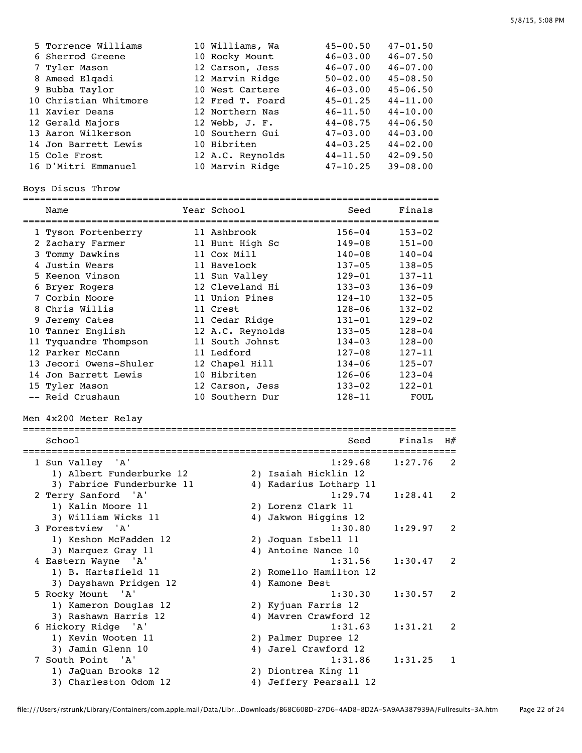| Place | Name | Year | School | Seed | Finals |
|---|---|---|---|---|---|
| 5 | Torrence Williams | 10 | Williams, Wa | 45-00.50 | 47-01.50 |
| 6 | Sherrod Greene | 10 | Rocky Mount | 46-03.00 | 46-07.50 |
| 7 | Tyler Mason | 12 | Carson, Jess | 46-07.00 | 46-07.00 |
| 8 | Ameed Elqadi | 12 | Marvin Ridge | 50-02.00 | 45-08.50 |
| 9 | Bubba Taylor | 10 | West Cartere | 46-03.00 | 45-06.50 |
| 10 | Christian Whitmore | 12 | Fred T. Foard | 45-01.25 | 44-11.00 |
| 11 | Xavier Deans | 12 | Northern Nas | 46-11.50 | 44-10.00 |
| 12 | Gerald Majors | 12 | Webb, J. F. | 44-08.75 | 44-06.50 |
| 13 | Aaron Wilkerson | 10 | Southern Gui | 47-03.00 | 44-03.00 |
| 14 | Jon Barrett Lewis | 10 | Hibriten | 44-03.25 | 44-02.00 |
| 15 | Cole Frost | 12 | A.C. Reynolds | 44-11.50 | 42-09.50 |
| 16 | D'Mitri Emmanuel | 10 | Marvin Ridge | 47-10.25 | 39-08.00 |

## Boys Discus Throw

| Place | Name | Year | School | Seed | Finals |
|---|---|---|---|---|---|
| 1 | Tyson Fortenberry | 11 | Ashbrook | 156-04 | 153-02 |
| 2 | Zachary Farmer | 11 | Hunt High Sc | 149-08 | 151-00 |
| 3 | Tommy Dawkins | 11 | Cox Mill | 140-08 | 140-04 |
| 4 | Justin Wears | 11 | Havelock | 137-05 | 138-05 |
| 5 | Keenon Vinson | 11 | Sun Valley | 129-01 | 137-11 |
| 6 | Bryer Rogers | 12 | Cleveland Hi | 133-03 | 136-09 |
| 7 | Corbin Moore | 11 | Union Pines | 124-10 | 132-05 |
| 8 | Chris Willis | 11 | Crest | 128-06 | 132-02 |
| 9 | Jeremy Cates | 11 | Cedar Ridge | 131-01 | 129-02 |
| 10 | Tanner English | 12 | A.C. Reynolds | 133-05 | 128-04 |
| 11 | Tyquandre Thompson | 11 | South Johnst | 134-03 | 128-00 |
| 12 | Parker McCann | 11 | Ledford | 127-08 | 127-11 |
| 13 | Jecori Owens-Shuler | 12 | Chapel Hill | 134-06 | 125-07 |
| 14 | Jon Barrett Lewis | 10 | Hibriten | 126-06 | 123-04 |
| 15 | Tyler Mason | 12 | Carson, Jess | 133-02 | 122-01 |
| -- | Reid Crushaun | 10 | Southern Dur | 128-11 | FOUL |

## Men 4x200 Meter Relay

| Place | School | Seed | Finals | H# |
|---|---|---|---|---|
| 1 | Sun Valley 'A' | 1:29.68 | 1:27.76 | 2 |
| | 1) Albert Funderburke 12, 2) Isaiah Hicklin 12, 3) Fabrice Funderburke 11, 4) Kadarius Lotharp 11 | | | |
| 2 | Terry Sanford 'A' | 1:29.74 | 1:28.41 | 2 |
| | 1) Kalin Moore 11, 2) Lorenz Clark 11, 3) William Wicks 11, 4) Jakwon Higgins 12 | | | |
| 3 | Forestview 'A' | 1:30.80 | 1:29.97 | 2 |
| | 1) Keshon McFadden 12, 2) Joquan Isbell 11, 3) Marquez Gray 11, 4) Antoine Nance 10 | | | |
| 4 | Eastern Wayne 'A' | 1:31.56 | 1:30.47 | 2 |
| | 1) B. Hartsfield 11, 2) Romello Hamilton 12, 3) Dayshawn Pridgen 12, 4) Kamone Best | | | |
| 5 | Rocky Mount 'A' | 1:30.30 | 1:30.57 | 2 |
| | 1) Kameron Douglas 12, 2) Kyjuan Farris 12, 3) Rashawn Harris 12, 4) Mavren Crawford 12 | | | |
| 6 | Hickory Ridge 'A' | 1:31.63 | 1:31.21 | 2 |
| | 1) Kevin Wooten 11, 2) Palmer Dupree 12, 3) Jamin Glenn 10, 4) Jarel Crawford 12 | | | |
| 7 | South Point 'A' | 1:31.86 | 1:31.25 | 1 |
| | 1) JaQuan Brooks 12, 2) Diontrea King 11, 3) Charleston Odom 12, 4) Jeffery Pearsall 12 | | | |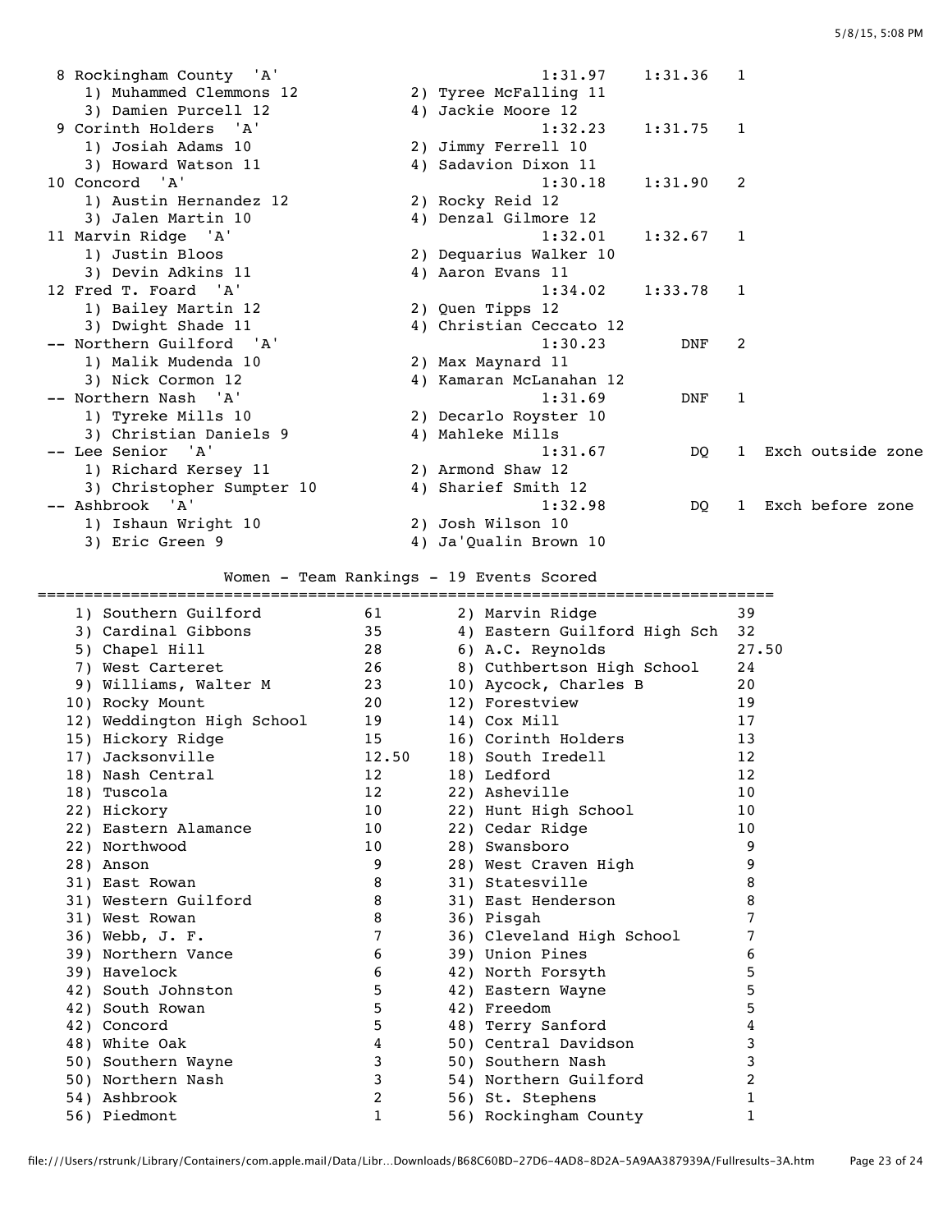| Place | Team | Seed | Finals | Heat | Note |
|---|---|---|---|---|---|
| 8 | Rockingham County 'A' | 1:31.97 | 1:31.36 | 1 | |
| | 1) Muhammed Clemmons 12; 2) Tyree McFalling 11; 3) Damien Purcell 12; 4) Jackie Moore 12 | | | | |
| 9 | Corinth Holders 'A' | 1:32.23 | 1:31.75 | 1 | |
| | 1) Josiah Adams 10; 2) Jimmy Ferrell 10; 3) Howard Watson 11; 4) Sadavion Dixon 11 | | | | |
| 10 | Concord 'A' | 1:30.18 | 1:31.90 | 2 | |
| | 1) Austin Hernandez 12; 2) Rocky Reid 12; 3) Jalen Martin 10; 4) Denzal Gilmore 12 | | | | |
| 11 | Marvin Ridge 'A' | 1:32.01 | 1:32.67 | 1 | |
| | 1) Justin Bloos; 2) Dequarius Walker 10; 3) Devin Adkins 11; 4) Aaron Evans 11 | | | | |
| 12 | Fred T. Foard 'A' | 1:34.02 | 1:33.78 | 1 | |
| | 1) Bailey Martin 12; 2) Quen Tipps 12; 3) Dwight Shade 11; 4) Christian Ceccato 12 | | | | |
| -- | Northern Guilford 'A' | 1:30.23 | DNF | 2 | |
| | 1) Malik Mudenda 10; 2) Max Maynard 11; 3) Nick Cormon 12; 4) Kamaran McLanahan 12 | | | | |
| -- | Northern Nash 'A' | 1:31.69 | DNF | 1 | |
| | 1) Tyreke Mills 10; 2) Decarlo Royster 10; 3) Christian Daniels 9; 4) Mahleke Mills | | | | |
| -- | Lee Senior 'A' | 1:31.67 | DQ | 1 | Exch outside zone |
| | 1) Richard Kersey 11; 2) Armond Shaw 12; 3) Christopher Sumpter 10; 4) Sharief Smith 12 | | | | |
| -- | Ashbrook 'A' | 1:32.98 | DQ | 1 | Exch before zone |
| | 1) Ishaun Wright 10; 2) Josh Wilson 10; 3) Eric Green 9; 4) Ja'Qualin Brown 10 | | | | |

## Women - Team Rankings - 19 Events Scored

| Place | Team | Points | Place | Team | Points |
|---|---|---|---|---|---|
| 1) | Southern Guilford | 61 | 2) | Marvin Ridge | 39 |
| 3) | Cardinal Gibbons | 35 | 4) | Eastern Guilford High Sch | 32 |
| 5) | Chapel Hill | 28 | 6) | A.C. Reynolds | 27.50 |
| 7) | West Carteret | 26 | 8) | Cuthbertson High School | 24 |
| 9) | Williams, Walter M | 23 | 10) | Aycock, Charles B | 20 |
| 10) | Rocky Mount | 20 | 12) | Forestview | 19 |
| 12) | Weddington High School | 19 | 14) | Cox Mill | 17 |
| 15) | Hickory Ridge | 15 | 16) | Corinth Holders | 13 |
| 17) | Jacksonville | 12.50 | 18) | South Iredell | 12 |
| 18) | Nash Central | 12 | 18) | Ledford | 12 |
| 18) | Tuscola | 12 | 22) | Asheville | 10 |
| 22) | Hickory | 10 | 22) | Hunt High School | 10 |
| 22) | Eastern Alamance | 10 | 22) | Cedar Ridge | 10 |
| 22) | Northwood | 10 | 28) | Swansboro | 9 |
| 28) | Anson | 9 | 28) | West Craven High | 9 |
| 31) | East Rowan | 8 | 31) | Statesville | 8 |
| 31) | Western Guilford | 8 | 31) | East Henderson | 8 |
| 31) | West Rowan | 8 | 36) | Pisgah | 7 |
| 36) | Webb, J. F. | 7 | 36) | Cleveland High School | 7 |
| 39) | Northern Vance | 6 | 39) | Union Pines | 6 |
| 39) | Havelock | 6 | 42) | North Forsyth | 5 |
| 42) | South Johnston | 5 | 42) | Eastern Wayne | 5 |
| 42) | South Rowan | 5 | 42) | Freedom | 5 |
| 42) | Concord | 5 | 48) | Terry Sanford | 4 |
| 48) | White Oak | 4 | 50) | Central Davidson | 3 |
| 50) | Southern Wayne | 3 | 50) | Southern Nash | 3 |
| 50) | Northern Nash | 3 | 54) | Northern Guilford | 2 |
| 54) | Ashbrook | 2 | 56) | St. Stephens | 1 |
| 56) | Piedmont | 1 | 56) | Rockingham County | 1 |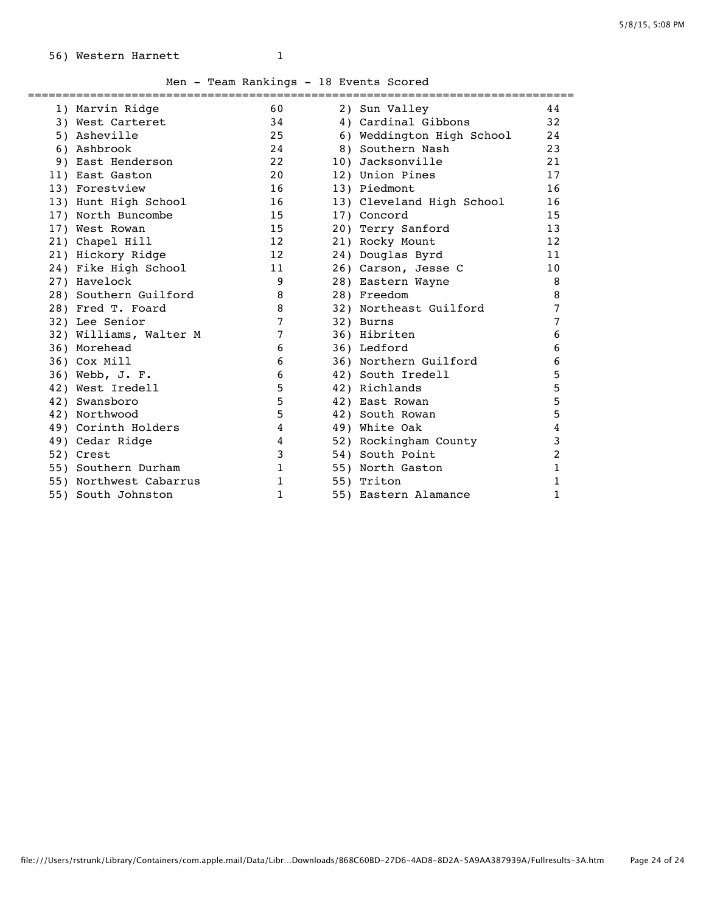56) Western Harnett 1

## Men - Team Rankings - 18 Events Scored

| | | | |
|---|---|---|---|
| 1) Marvin Ridge | 60 | 2) Sun Valley | 44 |
| 3) West Carteret | 34 | 4) Cardinal Gibbons | 32 |
| 5) Asheville | 25 | 6) Weddington High School | 24 |
| 6) Ashbrook | 24 | 8) Southern Nash | 23 |
| 9) East Henderson | 22 | 10) Jacksonville | 21 |
| 11) East Gaston | 20 | 12) Union Pines | 17 |
| 13) Forestview | 16 | 13) Piedmont | 16 |
| 13) Hunt High School | 16 | 13) Cleveland High School | 16 |
| 17) North Buncombe | 15 | 17) Concord | 15 |
| 17) West Rowan | 15 | 20) Terry Sanford | 13 |
| 21) Chapel Hill | 12 | 21) Rocky Mount | 12 |
| 21) Hickory Ridge | 12 | 24) Douglas Byrd | 11 |
| 24) Fike High School | 11 | 26) Carson, Jesse C | 10 |
| 27) Havelock | 9 | 28) Eastern Wayne | 8 |
| 28) Southern Guilford | 8 | 28) Freedom | 8 |
| 28) Fred T. Foard | 8 | 32) Northeast Guilford | 7 |
| 32) Lee Senior | 7 | 32) Burns | 7 |
| 32) Williams, Walter M | 7 | 36) Hibriten | 6 |
| 36) Morehead | 6 | 36) Ledford | 6 |
| 36) Cox Mill | 6 | 36) Northern Guilford | 6 |
| 36) Webb, J. F. | 6 | 42) South Iredell | 5 |
| 42) West Iredell | 5 | 42) Richlands | 5 |
| 42) Swansboro | 5 | 42) East Rowan | 5 |
| 42) Northwood | 5 | 42) South Rowan | 5 |
| 49) Corinth Holders | 4 | 49) White Oak | 4 |
| 49) Cedar Ridge | 4 | 52) Rockingham County | 3 |
| 52) Crest | 3 | 54) South Point | 2 |
| 55) Southern Durham | 1 | 55) North Gaston | 1 |
| 55) Northwest Cabarrus | 1 | 55) Triton | 1 |
| 55) South Johnston | 1 | 55) Eastern Alamance | 1 |